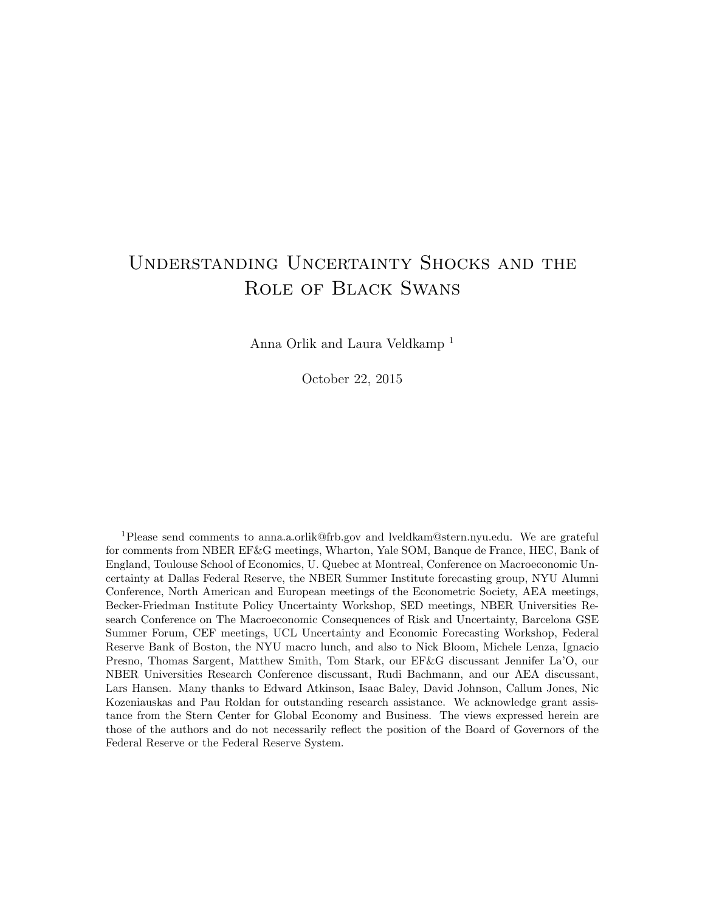# Understanding Uncertainty Shocks and the Role of Black Swans

Anna Orlik and Laura Veldkamp [1]

October 22, 2015

[1] Please send comments to anna.a.orlik@frb.gov and lveldkam@stern.nyu.edu. We are grateful for comments from NBER EF&G meetings, Wharton, Yale SOM, Banque de France, HEC, Bank of England, Toulouse School of Economics, U. Quebec at Montreal, Conference on Macroeconomic Uncertainty at Dallas Federal Reserve, the NBER Summer Institute forecasting group, NYU Alumni Conference, North American and European meetings of the Econometric Society, AEA meetings, Becker-Friedman Institute Policy Uncertainty Workshop, SED meetings, NBER Universities Research Conference on The Macroeconomic Consequences of Risk and Uncertainty, Barcelona GSE Summer Forum, CEF meetings, UCL Uncertainty and Economic Forecasting Workshop, Federal Reserve Bank of Boston, the NYU macro lunch, and also to Nick Bloom, Michele Lenza, Ignacio Presno, Thomas Sargent, Matthew Smith, Tom Stark, our EF&G discussant Jennifer La'O, our NBER Universities Research Conference discussant, Rudi Bachmann, and our AEA discussant, Lars Hansen. Many thanks to Edward Atkinson, Isaac Baley, David Johnson, Callum Jones, Nic Kozeniauskas and Pau Roldan for outstanding research assistance. We acknowledge grant assistance from the Stern Center for Global Economy and Business. The views expressed herein are those of the authors and do not necessarily reflect the position of the Board of Governors of the Federal Reserve or the Federal Reserve System.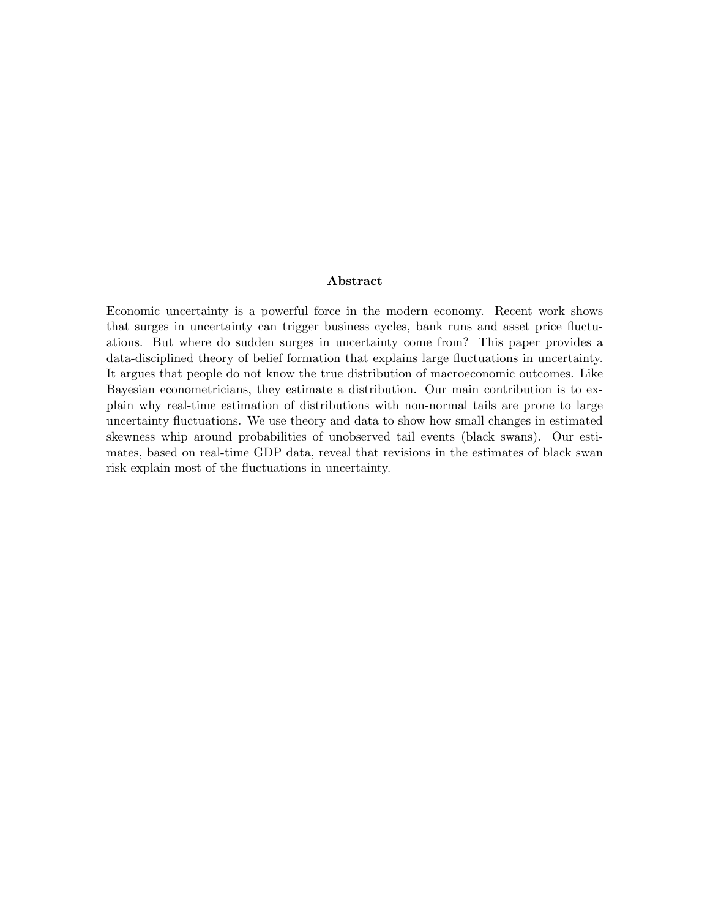## Abstract

Economic uncertainty is a powerful force in the modern economy. Recent work shows that surges in uncertainty can trigger business cycles, bank runs and asset price fluctuations. But where do sudden surges in uncertainty come from? This paper provides a data-disciplined theory of belief formation that explains large fluctuations in uncertainty. It argues that people do not know the true distribution of macroeconomic outcomes. Like Bayesian econometricians, they estimate a distribution. Our main contribution is to explain why real-time estimation of distributions with non-normal tails are prone to large uncertainty fluctuations. We use theory and data to show how small changes in estimated skewness whip around probabilities of unobserved tail events (black swans). Our estimates, based on real-time GDP data, reveal that revisions in the estimates of black swan risk explain most of the fluctuations in uncertainty.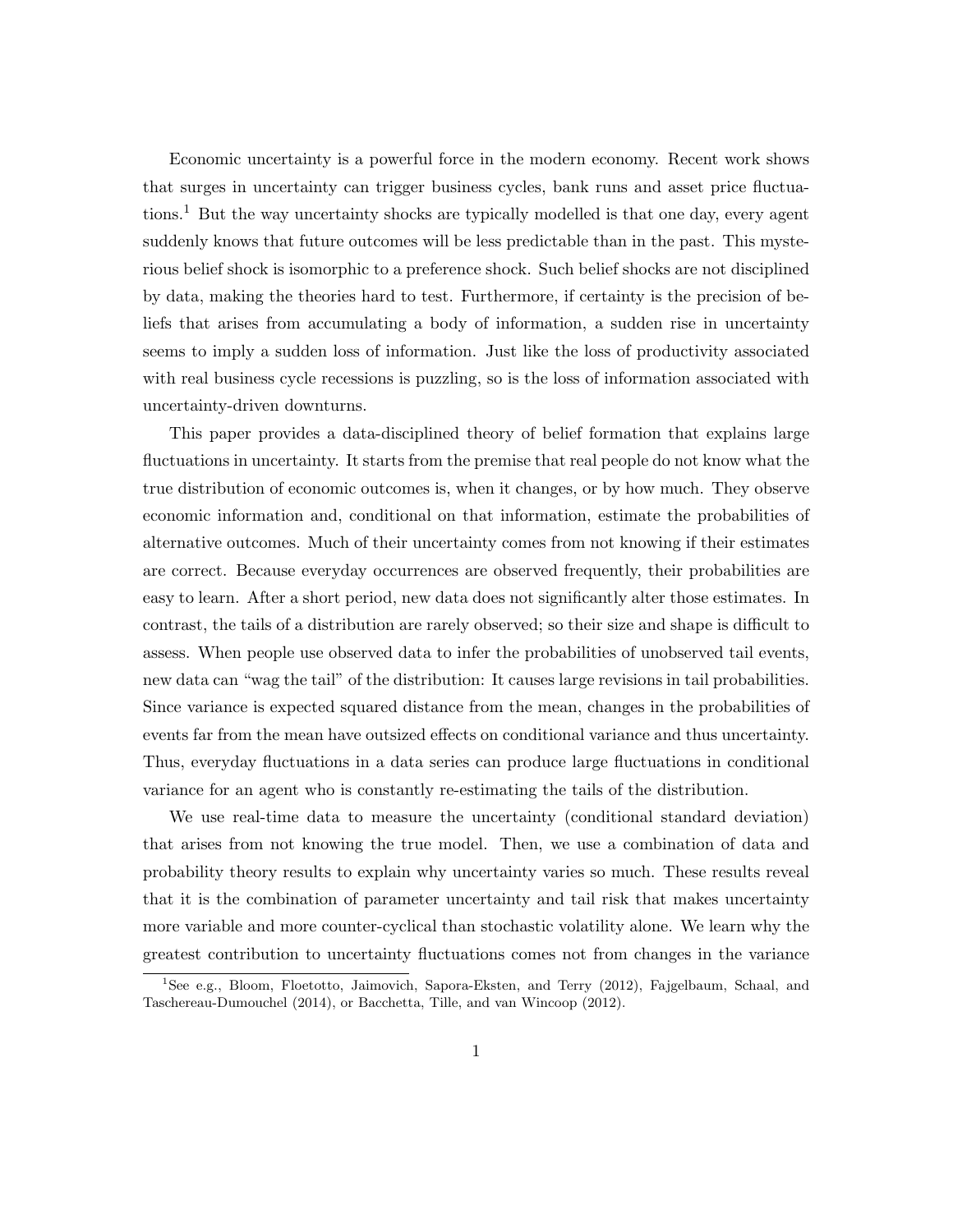Economic uncertainty is a powerful force in the modern economy. Recent work shows that surges in uncertainty can trigger business cycles, bank runs and asset price fluctuations.[1] But the way uncertainty shocks are typically modelled is that one day, every agent suddenly knows that future outcomes will be less predictable than in the past. This mysterious belief shock is isomorphic to a preference shock. Such belief shocks are not disciplined by data, making the theories hard to test. Furthermore, if certainty is the precision of beliefs that arises from accumulating a body of information, a sudden rise in uncertainty seems to imply a sudden loss of information. Just like the loss of productivity associated with real business cycle recessions is puzzling, so is the loss of information associated with uncertainty-driven downturns.

This paper provides a data-disciplined theory of belief formation that explains large fluctuations in uncertainty. It starts from the premise that real people do not know what the true distribution of economic outcomes is, when it changes, or by how much. They observe economic information and, conditional on that information, estimate the probabilities of alternative outcomes. Much of their uncertainty comes from not knowing if their estimates are correct. Because everyday occurrences are observed frequently, their probabilities are easy to learn. After a short period, new data does not significantly alter those estimates. In contrast, the tails of a distribution are rarely observed; so their size and shape is difficult to assess. When people use observed data to infer the probabilities of unobserved tail events, new data can "wag the tail" of the distribution: It causes large revisions in tail probabilities. Since variance is expected squared distance from the mean, changes in the probabilities of events far from the mean have outsized effects on conditional variance and thus uncertainty. Thus, everyday fluctuations in a data series can produce large fluctuations in conditional variance for an agent who is constantly re-estimating the tails of the distribution.

We use real-time data to measure the uncertainty (conditional standard deviation) that arises from not knowing the true model. Then, we use a combination of data and probability theory results to explain why uncertainty varies so much. These results reveal that it is the combination of parameter uncertainty and tail risk that makes uncertainty more variable and more counter-cyclical than stochastic volatility alone. We learn why the greatest contribution to uncertainty fluctuations comes not from changes in the variance

[1] See e.g., Bloom, Floetotto, Jaimovich, Sapora-Eksten, and Terry (2012), Fajgelbaum, Schaal, and Taschereau-Dumouchel (2014), or Bacchetta, Tille, and van Wincoop (2012).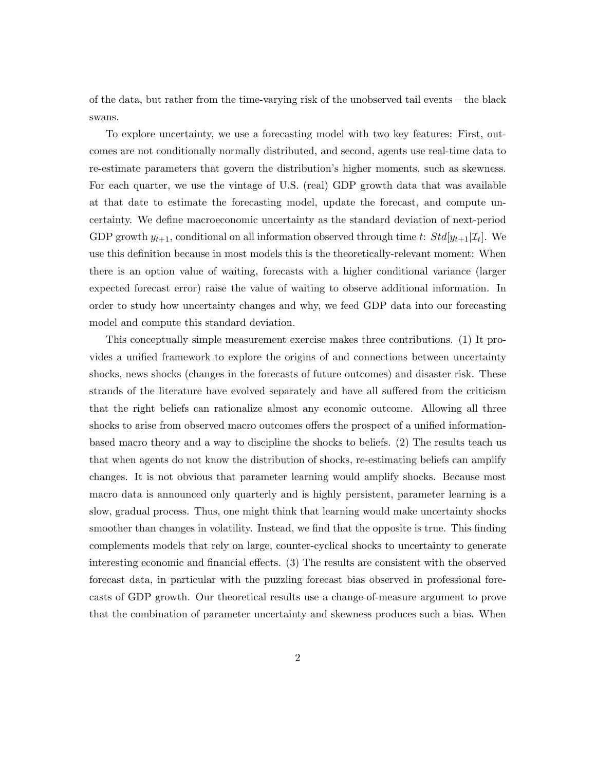of the data, but rather from the time-varying risk of the unobserved tail events – the black swans.

To explore uncertainty, we use a forecasting model with two key features: First, outcomes are not conditionally normally distributed, and second, agents use real-time data to re-estimate parameters that govern the distribution's higher moments, such as skewness. For each quarter, we use the vintage of U.S. (real) GDP growth data that was available at that date to estimate the forecasting model, update the forecast, and compute uncertainty. We define macroeconomic uncertainty as the standard deviation of next-period GDP growth $y_{t+1}$, conditional on all information observed through time $t$: $Std[y_{t+1}|\mathcal{I}_t]$. We use this definition because in most models this is the theoretically-relevant moment: When there is an option value of waiting, forecasts with a higher conditional variance (larger expected forecast error) raise the value of waiting to observe additional information. In order to study how uncertainty changes and why, we feed GDP data into our forecasting model and compute this standard deviation.

This conceptually simple measurement exercise makes three contributions. (1) It provides a unified framework to explore the origins of and connections between uncertainty shocks, news shocks (changes in the forecasts of future outcomes) and disaster risk. These strands of the literature have evolved separately and have all suffered from the criticism that the right beliefs can rationalize almost any economic outcome. Allowing all three shocks to arise from observed macro outcomes offers the prospect of a unified information-based macro theory and a way to discipline the shocks to beliefs. (2) The results teach us that when agents do not know the distribution of shocks, re-estimating beliefs can amplify changes. It is not obvious that parameter learning would amplify shocks. Because most macro data is announced only quarterly and is highly persistent, parameter learning is a slow, gradual process. Thus, one might think that learning would make uncertainty shocks smoother than changes in volatility. Instead, we find that the opposite is true. This finding complements models that rely on large, counter-cyclical shocks to uncertainty to generate interesting economic and financial effects. (3) The results are consistent with the observed forecast data, in particular with the puzzling forecast bias observed in professional forecasts of GDP growth. Our theoretical results use a change-of-measure argument to prove that the combination of parameter uncertainty and skewness produces such a bias. When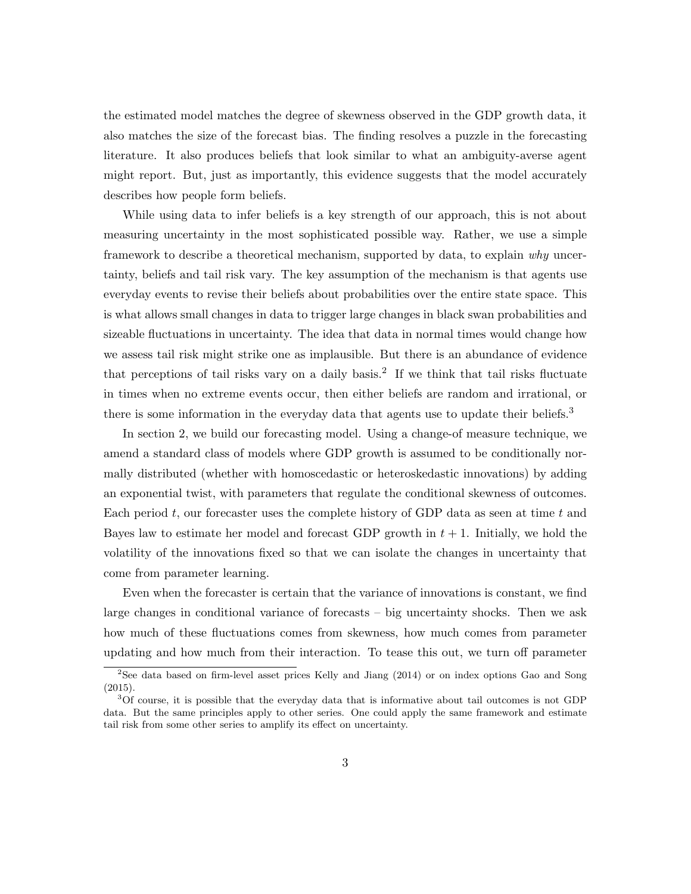the estimated model matches the degree of skewness observed in the GDP growth data, it also matches the size of the forecast bias. The finding resolves a puzzle in the forecasting literature. It also produces beliefs that look similar to what an ambiguity-averse agent might report. But, just as importantly, this evidence suggests that the model accurately describes how people form beliefs.

While using data to infer beliefs is a key strength of our approach, this is not about measuring uncertainty in the most sophisticated possible way. Rather, we use a simple framework to describe a theoretical mechanism, supported by data, to explain *why* uncertainty, beliefs and tail risk vary. The key assumption of the mechanism is that agents use everyday events to revise their beliefs about probabilities over the entire state space. This is what allows small changes in data to trigger large changes in black swan probabilities and sizeable fluctuations in uncertainty. The idea that data in normal times would change how we assess tail risk might strike one as implausible. But there is an abundance of evidence that perceptions of tail risks vary on a daily basis.[2] If we think that tail risks fluctuate in times when no extreme events occur, then either beliefs are random and irrational, or there is some information in the everyday data that agents use to update their beliefs.[3]

In section 2, we build our forecasting model. Using a change-of measure technique, we amend a standard class of models where GDP growth is assumed to be conditionally normally distributed (whether with homoscedastic or heteroskedastic innovations) by adding an exponential twist, with parameters that regulate the conditional skewness of outcomes. Each period $t$, our forecaster uses the complete history of GDP data as seen at time $t$ and Bayes law to estimate her model and forecast GDP growth in $t + 1$. Initially, we hold the volatility of the innovations fixed so that we can isolate the changes in uncertainty that come from parameter learning.

Even when the forecaster is certain that the variance of innovations is constant, we find large changes in conditional variance of forecasts – big uncertainty shocks. Then we ask how much of these fluctuations comes from skewness, how much comes from parameter updating and how much from their interaction. To tease this out, we turn off parameter

[2] See data based on firm-level asset prices Kelly and Jiang (2014) or on index options Gao and Song (2015).

[3] Of course, it is possible that the everyday data that is informative about tail outcomes is not GDP data. But the same principles apply to other series. One could apply the same framework and estimate tail risk from some other series to amplify its effect on uncertainty.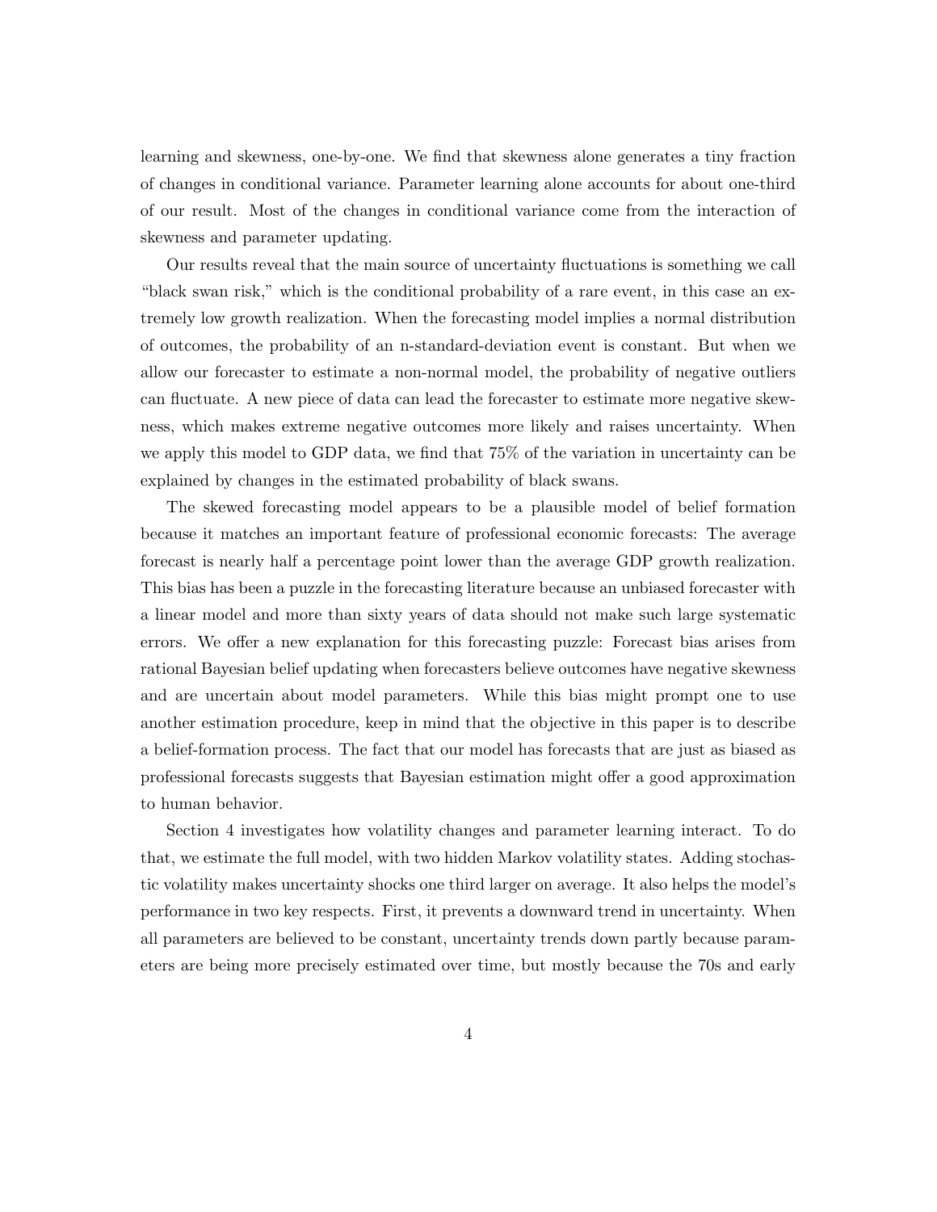learning and skewness, one-by-one. We find that skewness alone generates a tiny fraction of changes in conditional variance. Parameter learning alone accounts for about one-third of our result. Most of the changes in conditional variance come from the interaction of skewness and parameter updating.

Our results reveal that the main source of uncertainty fluctuations is something we call "black swan risk," which is the conditional probability of a rare event, in this case an extremely low growth realization. When the forecasting model implies a normal distribution of outcomes, the probability of an n-standard-deviation event is constant. But when we allow our forecaster to estimate a non-normal model, the probability of negative outliers can fluctuate. A new piece of data can lead the forecaster to estimate more negative skewness, which makes extreme negative outcomes more likely and raises uncertainty. When we apply this model to GDP data, we find that 75% of the variation in uncertainty can be explained by changes in the estimated probability of black swans.

The skewed forecasting model appears to be a plausible model of belief formation because it matches an important feature of professional economic forecasts: The average forecast is nearly half a percentage point lower than the average GDP growth realization. This bias has been a puzzle in the forecasting literature because an unbiased forecaster with a linear model and more than sixty years of data should not make such large systematic errors. We offer a new explanation for this forecasting puzzle: Forecast bias arises from rational Bayesian belief updating when forecasters believe outcomes have negative skewness and are uncertain about model parameters. While this bias might prompt one to use another estimation procedure, keep in mind that the objective in this paper is to describe a belief-formation process. The fact that our model has forecasts that are just as biased as professional forecasts suggests that Bayesian estimation might offer a good approximation to human behavior.

Section 4 investigates how volatility changes and parameter learning interact. To do that, we estimate the full model, with two hidden Markov volatility states. Adding stochastic volatility makes uncertainty shocks one third larger on average. It also helps the model's performance in two key respects. First, it prevents a downward trend in uncertainty. When all parameters are believed to be constant, uncertainty trends down partly because parameters are being more precisely estimated over time, but mostly because the 70s and early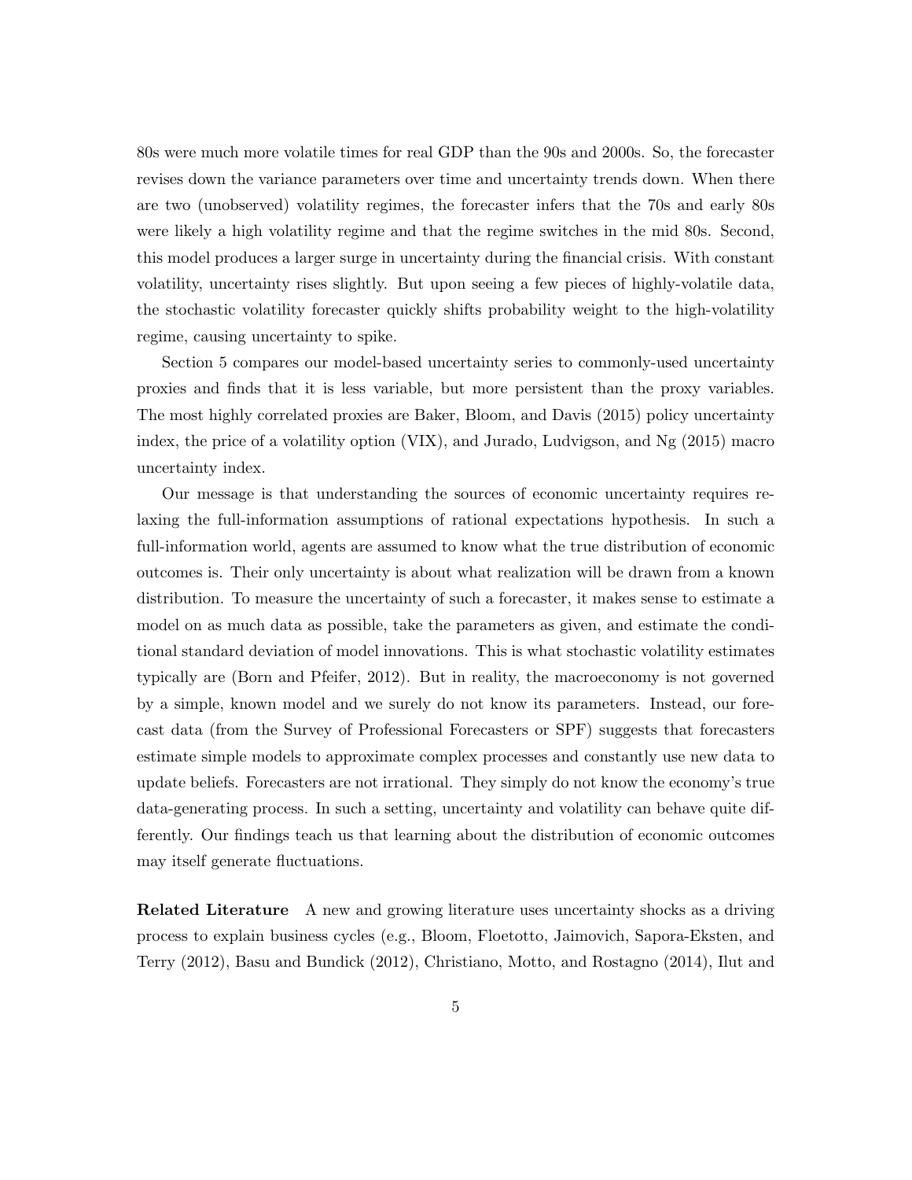80s were much more volatile times for real GDP than the 90s and 2000s. So, the forecaster revises down the variance parameters over time and uncertainty trends down. When there are two (unobserved) volatility regimes, the forecaster infers that the 70s and early 80s were likely a high volatility regime and that the regime switches in the mid 80s. Second, this model produces a larger surge in uncertainty during the financial crisis. With constant volatility, uncertainty rises slightly. But upon seeing a few pieces of highly-volatile data, the stochastic volatility forecaster quickly shifts probability weight to the high-volatility regime, causing uncertainty to spike.

Section 5 compares our model-based uncertainty series to commonly-used uncertainty proxies and finds that it is less variable, but more persistent than the proxy variables. The most highly correlated proxies are Baker, Bloom, and Davis (2015) policy uncertainty index, the price of a volatility option (VIX), and Jurado, Ludvigson, and Ng (2015) macro uncertainty index.

Our message is that understanding the sources of economic uncertainty requires relaxing the full-information assumptions of rational expectations hypothesis. In such a full-information world, agents are assumed to know what the true distribution of economic outcomes is. Their only uncertainty is about what realization will be drawn from a known distribution. To measure the uncertainty of such a forecaster, it makes sense to estimate a model on as much data as possible, take the parameters as given, and estimate the conditional standard deviation of model innovations. This is what stochastic volatility estimates typically are (Born and Pfeifer, 2012). But in reality, the macroeconomy is not governed by a simple, known model and we surely do not know its parameters. Instead, our forecast data (from the Survey of Professional Forecasters or SPF) suggests that forecasters estimate simple models to approximate complex processes and constantly use new data to update beliefs. Forecasters are not irrational. They simply do not know the economy's true data-generating process. In such a setting, uncertainty and volatility can behave quite differently. Our findings teach us that learning about the distribution of economic outcomes may itself generate fluctuations.

**Related Literature** A new and growing literature uses uncertainty shocks as a driving process to explain business cycles (e.g., Bloom, Floetotto, Jaimovich, Sapora-Eksten, and Terry (2012), Basu and Bundick (2012), Christiano, Motto, and Rostagno (2014), Ilut and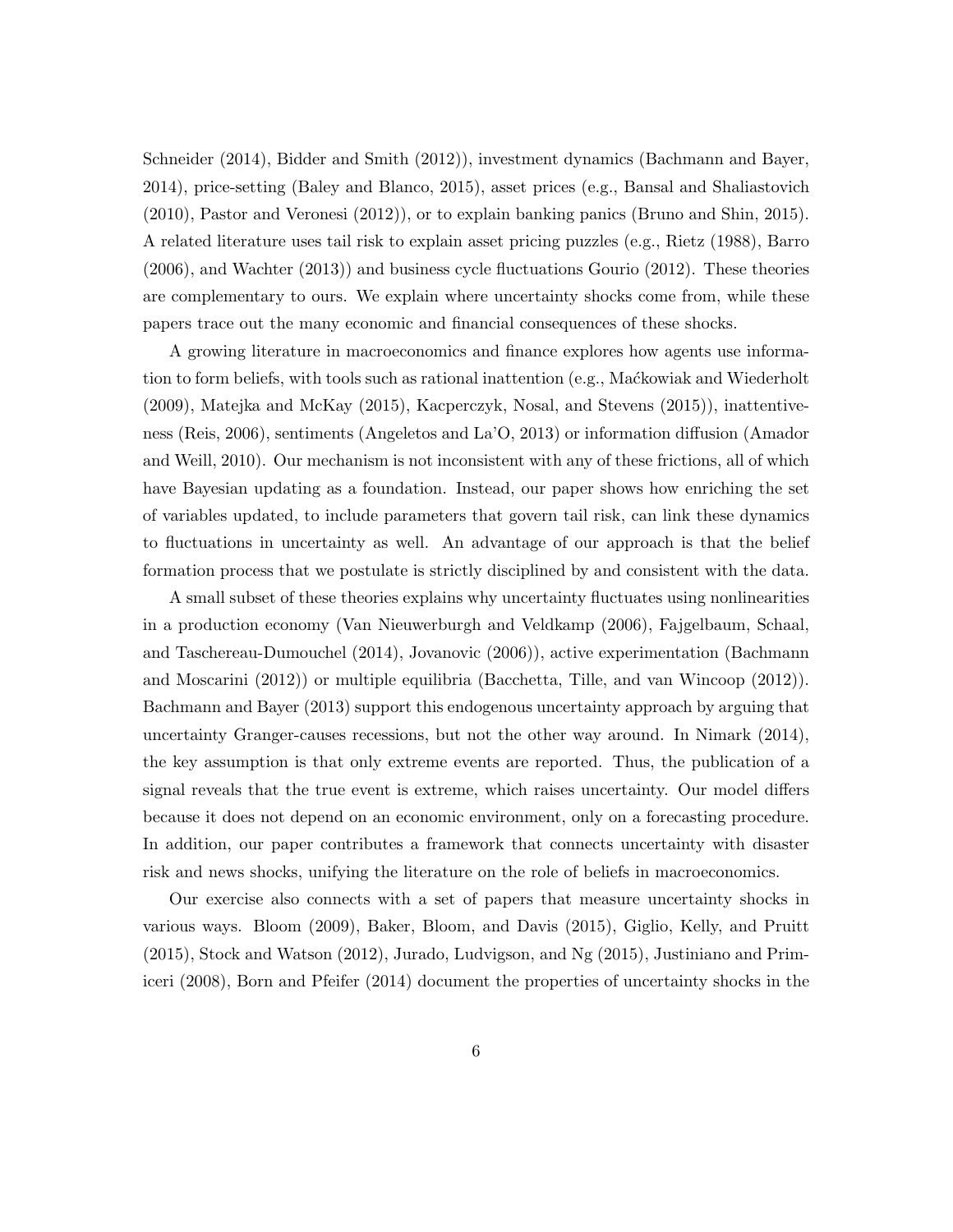Schneider (2014), Bidder and Smith (2012)), investment dynamics (Bachmann and Bayer, 2014), price-setting (Baley and Blanco, 2015), asset prices (e.g., Bansal and Shaliastovich (2010), Pastor and Veronesi (2012)), or to explain banking panics (Bruno and Shin, 2015). A related literature uses tail risk to explain asset pricing puzzles (e.g., Rietz (1988), Barro (2006), and Wachter (2013)) and business cycle fluctuations Gourio (2012). These theories are complementary to ours. We explain where uncertainty shocks come from, while these papers trace out the many economic and financial consequences of these shocks.

A growing literature in macroeconomics and finance explores how agents use information to form beliefs, with tools such as rational inattention (e.g., Maćkowiak and Wiederholt (2009), Matejka and McKay (2015), Kacperczyk, Nosal, and Stevens (2015)), inattentiveness (Reis, 2006), sentiments (Angeletos and La'O, 2013) or information diffusion (Amador and Weill, 2010). Our mechanism is not inconsistent with any of these frictions, all of which have Bayesian updating as a foundation. Instead, our paper shows how enriching the set of variables updated, to include parameters that govern tail risk, can link these dynamics to fluctuations in uncertainty as well. An advantage of our approach is that the belief formation process that we postulate is strictly disciplined by and consistent with the data.

A small subset of these theories explains why uncertainty fluctuates using nonlinearities in a production economy (Van Nieuwerburgh and Veldkamp (2006), Fajgelbaum, Schaal, and Taschereau-Dumouchel (2014), Jovanovic (2006)), active experimentation (Bachmann and Moscarini (2012)) or multiple equilibria (Bacchetta, Tille, and van Wincoop (2012)). Bachmann and Bayer (2013) support this endogenous uncertainty approach by arguing that uncertainty Granger-causes recessions, but not the other way around. In Nimark (2014), the key assumption is that only extreme events are reported. Thus, the publication of a signal reveals that the true event is extreme, which raises uncertainty. Our model differs because it does not depend on an economic environment, only on a forecasting procedure. In addition, our paper contributes a framework that connects uncertainty with disaster risk and news shocks, unifying the literature on the role of beliefs in macroeconomics.

Our exercise also connects with a set of papers that measure uncertainty shocks in various ways. Bloom (2009), Baker, Bloom, and Davis (2015), Giglio, Kelly, and Pruitt (2015), Stock and Watson (2012), Jurado, Ludvigson, and Ng (2015), Justiniano and Primiceri (2008), Born and Pfeifer (2014) document the properties of uncertainty shocks in the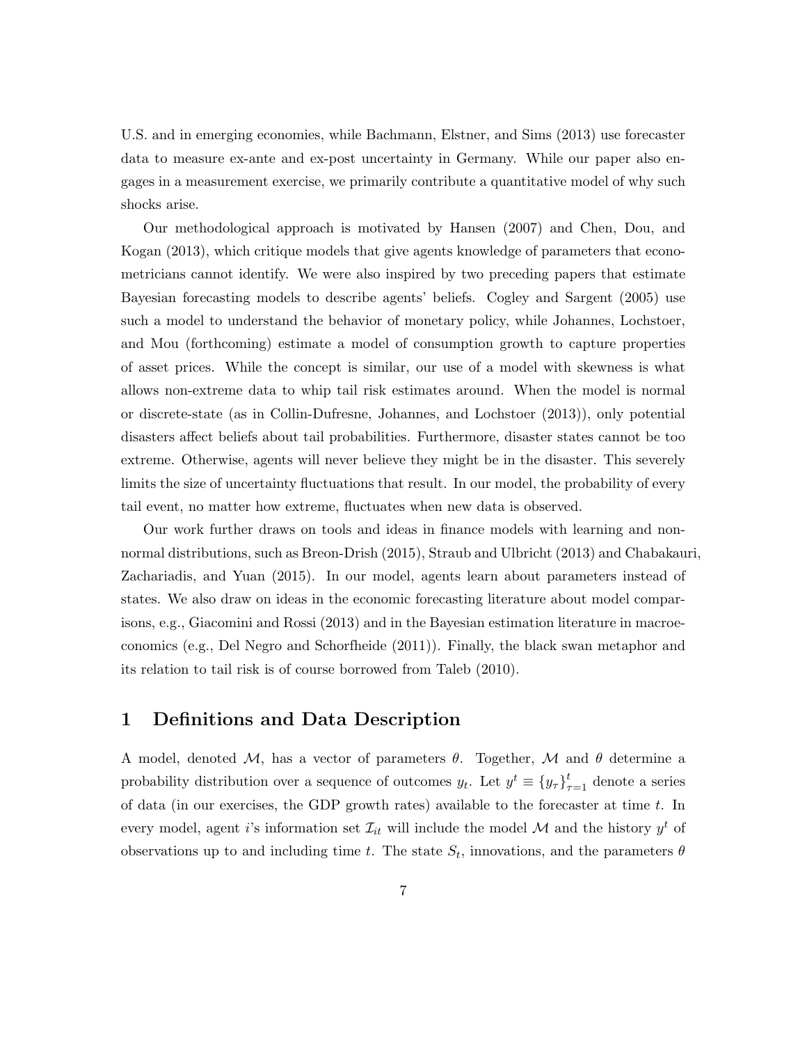U.S. and in emerging economies, while Bachmann, Elstner, and Sims (2013) use forecaster data to measure ex-ante and ex-post uncertainty in Germany. While our paper also engages in a measurement exercise, we primarily contribute a quantitative model of why such shocks arise.

Our methodological approach is motivated by Hansen (2007) and Chen, Dou, and Kogan (2013), which critique models that give agents knowledge of parameters that econometricians cannot identify. We were also inspired by two preceding papers that estimate Bayesian forecasting models to describe agents' beliefs. Cogley and Sargent (2005) use such a model to understand the behavior of monetary policy, while Johannes, Lochstoer, and Mou (forthcoming) estimate a model of consumption growth to capture properties of asset prices. While the concept is similar, our use of a model with skewness is what allows non-extreme data to whip tail risk estimates around. When the model is normal or discrete-state (as in Collin-Dufresne, Johannes, and Lochstoer (2013)), only potential disasters affect beliefs about tail probabilities. Furthermore, disaster states cannot be too extreme. Otherwise, agents will never believe they might be in the disaster. This severely limits the size of uncertainty fluctuations that result. In our model, the probability of every tail event, no matter how extreme, fluctuates when new data is observed.

Our work further draws on tools and ideas in finance models with learning and non-normal distributions, such as Breon-Drish (2015), Straub and Ulbricht (2013) and Chabakauri, Zachariadis, and Yuan (2015). In our model, agents learn about parameters instead of states. We also draw on ideas in the economic forecasting literature about model comparisons, e.g., Giacomini and Rossi (2013) and in the Bayesian estimation literature in macroeconomics (e.g., Del Negro and Schorfheide (2011)). Finally, the black swan metaphor and its relation to tail risk is of course borrowed from Taleb (2010).

# 1 Definitions and Data Description

A model, denoted $\mathcal{M}$, has a vector of parameters $\theta$. Together, $\mathcal{M}$ and $\theta$ determine a probability distribution over a sequence of outcomes $y_t$. Let $y^t \equiv \{y_\tau\}_{\tau=1}^{t}$ denote a series of data (in our exercises, the GDP growth rates) available to the forecaster at time $t$. In every model, agent $i$'s information set $\mathcal{I}_{it}$ will include the model $\mathcal{M}$ and the history $y^t$ of observations up to and including time $t$. The state $S_t$, innovations, and the parameters $\theta$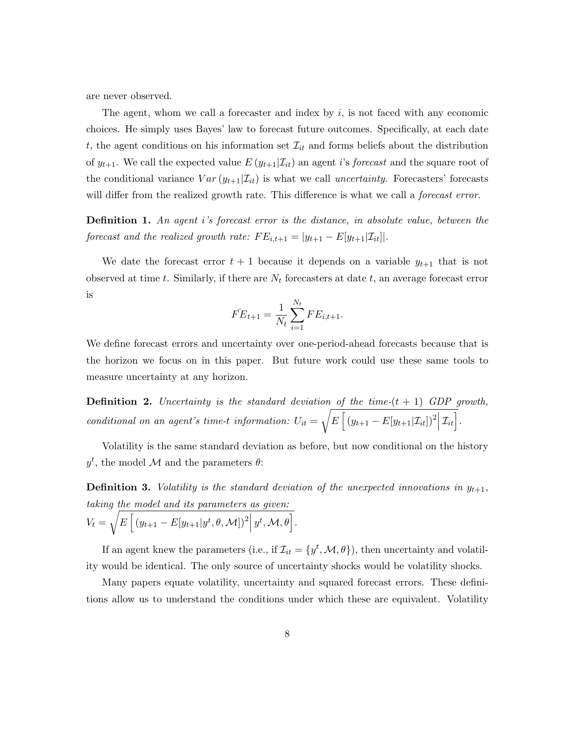are never observed.

The agent, whom we call a forecaster and index by $i$, is not faced with any economic choices. He simply uses Bayes' law to forecast future outcomes. Specifically, at each date $t$, the agent conditions on his information set $\mathcal{I}_{it}$ and forms beliefs about the distribution of $y_{t+1}$. We call the expected value $E\left(y_{t+1}|\mathcal{I}_{it}\right)$ an agent $i$'s *forecast* and the square root of the conditional variance $Var\left(y_{t+1}|\mathcal{I}_{it}\right)$ is what we call *uncertainty*. Forecasters' forecasts will differ from the realized growth rate. This difference is what we call a *forecast error*.

**Definition 1.** *An agent i's forecast error is the distance, in absolute value, between the forecast and the realized growth rate:* $FE_{i,t+1} = |y_{t+1} - E[y_{t+1}|\mathcal{I}_{it}]|$.

We date the forecast error $t+1$ because it depends on a variable $y_{t+1}$ that is not observed at time $t$. Similarly, if there are $N_t$ forecasters at date $t$, an average forecast error is

$$\bar{FE}_{t+1} = \frac{1}{N_t} \sum_{i=1}^{N_t} FE_{i,t+1}.$$

We define forecast errors and uncertainty over one-period-ahead forecasts because that is the horizon we focus on in this paper. But future work could use these same tools to measure uncertainty at any horizon.

**Definition 2.** *Uncertainty is the standard deviation of the time-$(t+1)$ GDP growth, conditional on an agent's time-t information:* $U_{it} = \sqrt{E\left[\left(y_{t+1} - E[y_{t+1}|\mathcal{I}_{it}]\right)^2 \Big| \mathcal{I}_{it}\right]}$.

Volatility is the same standard deviation as before, but now conditional on the history $y^t$, the model $\mathcal{M}$ and the parameters $\theta$:

**Definition 3.** *Volatility is the standard deviation of the unexpected innovations in $y_{t+1}$, taking the model and its parameters as given:*
$V_t = \sqrt{E\left[\left(y_{t+1} - E[y_{t+1}|y^t, \theta, \mathcal{M}]\right)^2 \Big| y^t, \mathcal{M}, \theta\right]}$.

If an agent knew the parameters (i.e., if $\mathcal{I}_{it} = \{y^t, \mathcal{M}, \theta\}$), then uncertainty and volatility would be identical. The only source of uncertainty shocks would be volatility shocks.

Many papers equate volatility, uncertainty and squared forecast errors. These definitions allow us to understand the conditions under which these are equivalent. Volatility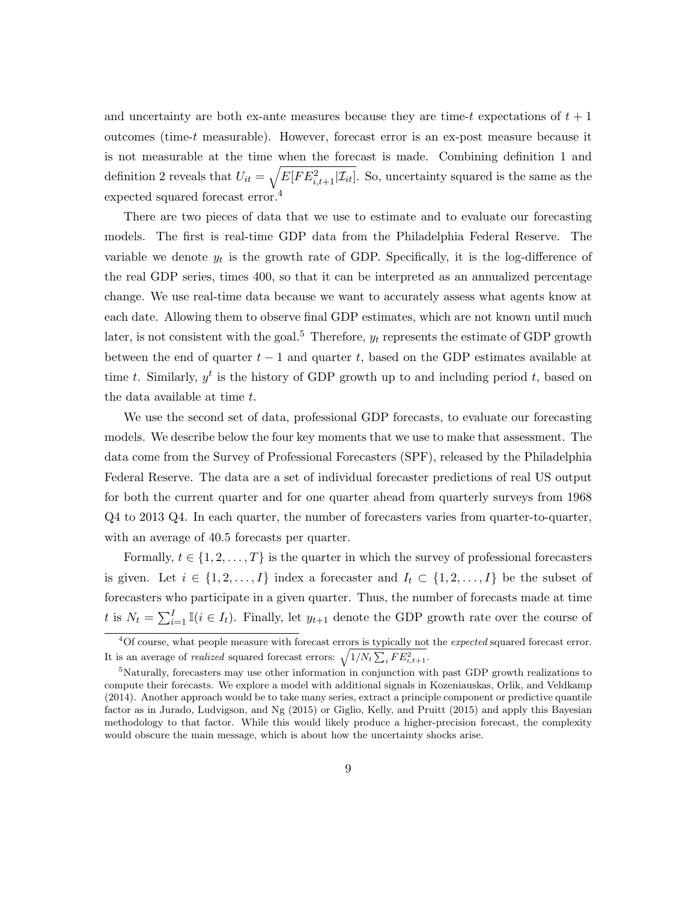and uncertainty are both ex-ante measures because they are time-$t$ expectations of $t+1$ outcomes (time-$t$ measurable). However, forecast error is an ex-post measure because it is not measurable at the time when the forecast is made. Combining definition 1 and definition 2 reveals that $U_{it} = \sqrt{E[FE_{i,t+1}^2 | \mathcal{I}_{it}]}$. So, uncertainty squared is the same as the expected squared forecast error.[4]

There are two pieces of data that we use to estimate and to evaluate our forecasting models. The first is real-time GDP data from the Philadelphia Federal Reserve. The variable we denote $y_t$ is the growth rate of GDP. Specifically, it is the log-difference of the real GDP series, times 400, so that it can be interpreted as an annualized percentage change. We use real-time data because we want to accurately assess what agents know at each date. Allowing them to observe final GDP estimates, which are not known until much later, is not consistent with the goal.[5] Therefore, $y_t$ represents the estimate of GDP growth between the end of quarter $t-1$ and quarter $t$, based on the GDP estimates available at time $t$. Similarly, $y^t$ is the history of GDP growth up to and including period $t$, based on the data available at time $t$.

We use the second set of data, professional GDP forecasts, to evaluate our forecasting models. We describe below the four key moments that we use to make that assessment. The data come from the Survey of Professional Forecasters (SPF), released by the Philadelphia Federal Reserve. The data are a set of individual forecaster predictions of real US output for both the current quarter and for one quarter ahead from quarterly surveys from 1968 Q4 to 2013 Q4. In each quarter, the number of forecasters varies from quarter-to-quarter, with an average of 40.5 forecasts per quarter.

Formally, $t \in \{1, 2, \ldots, T\}$ is the quarter in which the survey of professional forecasters is given. Let $i \in \{1, 2, \ldots, I\}$ index a forecaster and $I_t \subset \{1, 2, \ldots, I\}$ be the subset of forecasters who participate in a given quarter. Thus, the number of forecasts made at time $t$ is $N_t = \sum_{i=1}^{I} \mathbb{I}(i \in I_t)$. Finally, let $y_{t+1}$ denote the GDP growth rate over the course of

[4] Of course, what people measure with forecast errors is typically not the *expected* squared forecast error. It is an average of *realized* squared forecast errors: $\sqrt{1/N_t \sum_i FE_{i,t+1}^2}$.

[5] Naturally, forecasters may use other information in conjunction with past GDP growth realizations to compute their forecasts. We explore a model with additional signals in Kozeniauskas, Orlik, and Veldkamp (2014). Another approach would be to take many series, extract a principle component or predictive quantile factor as in Jurado, Ludvigson, and Ng (2015) or Giglio, Kelly, and Pruitt (2015) and apply this Bayesian methodology to that factor. While this would likely produce a higher-precision forecast, the complexity would obscure the main message, which is about how the uncertainty shocks arise.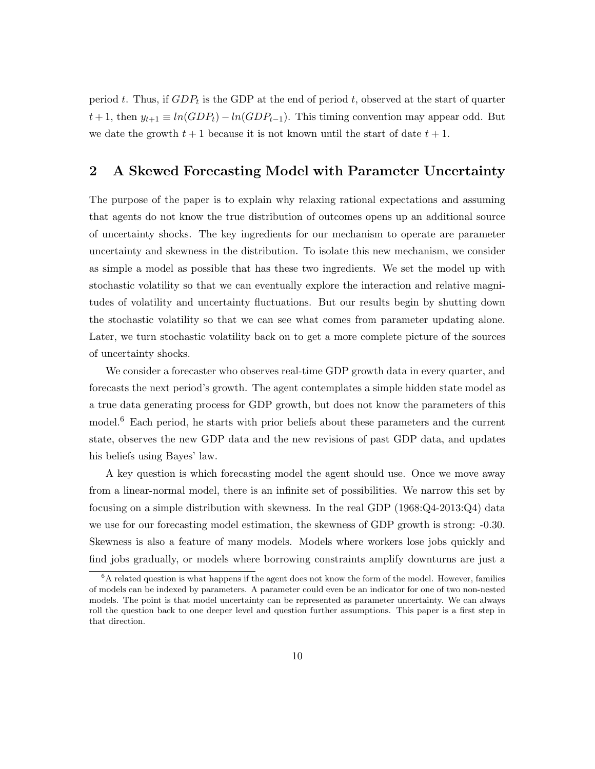period $t$. Thus, if $GDP_t$ is the GDP at the end of period $t$, observed at the start of quarter $t+1$, then $y_{t+1} \equiv ln(GDP_t) - ln(GDP_{t-1})$. This timing convention may appear odd. But we date the growth $t+1$ because it is not known until the start of date $t+1$.

## 2 A Skewed Forecasting Model with Parameter Uncertainty

The purpose of the paper is to explain why relaxing rational expectations and assuming that agents do not know the true distribution of outcomes opens up an additional source of uncertainty shocks. The key ingredients for our mechanism to operate are parameter uncertainty and skewness in the distribution. To isolate this new mechanism, we consider as simple a model as possible that has these two ingredients. We set the model up with stochastic volatility so that we can eventually explore the interaction and relative magnitudes of volatility and uncertainty fluctuations. But our results begin by shutting down the stochastic volatility so that we can see what comes from parameter updating alone. Later, we turn stochastic volatility back on to get a more complete picture of the sources of uncertainty shocks.

We consider a forecaster who observes real-time GDP growth data in every quarter, and forecasts the next period's growth. The agent contemplates a simple hidden state model as a true data generating process for GDP growth, but does not know the parameters of this model.[6] Each period, he starts with prior beliefs about these parameters and the current state, observes the new GDP data and the new revisions of past GDP data, and updates his beliefs using Bayes' law.

A key question is which forecasting model the agent should use. Once we move away from a linear-normal model, there is an infinite set of possibilities. We narrow this set by focusing on a simple distribution with skewness. In the real GDP (1968:Q4-2013:Q4) data we use for our forecasting model estimation, the skewness of GDP growth is strong: -0.30. Skewness is also a feature of many models. Models where workers lose jobs quickly and find jobs gradually, or models where borrowing constraints amplify downturns are just a

[6] A related question is what happens if the agent does not know the form of the model. However, families of models can be indexed by parameters. A parameter could even be an indicator for one of two non-nested models. The point is that model uncertainty can be represented as parameter uncertainty. We can always roll the question back to one deeper level and question further assumptions. This paper is a first step in that direction.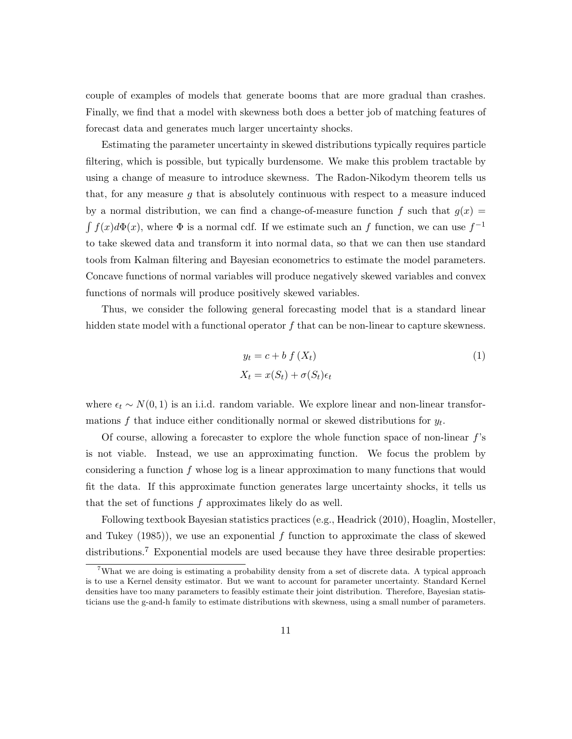couple of examples of models that generate booms that are more gradual than crashes. Finally, we find that a model with skewness both does a better job of matching features of forecast data and generates much larger uncertainty shocks.

Estimating the parameter uncertainty in skewed distributions typically requires particle filtering, which is possible, but typically burdensome. We make this problem tractable by using a change of measure to introduce skewness. The Radon-Nikodym theorem tells us that, for any measure $g$ that is absolutely continuous with respect to a measure induced by a normal distribution, we can find a change-of-measure function $f$ such that $g(x) = \int f(x) d\Phi(x)$, where $\Phi$ is a normal cdf. If we estimate such an $f$ function, we can use $f^{-1}$ to take skewed data and transform it into normal data, so that we can then use standard tools from Kalman filtering and Bayesian econometrics to estimate the model parameters. Concave functions of normal variables will produce negatively skewed variables and convex functions of normals will produce positively skewed variables.

Thus, we consider the following general forecasting model that is a standard linear hidden state model with a functional operator $f$ that can be non-linear to capture skewness.

$$
\begin{aligned}
y_t &= c + b\, f(X_t) \\
X_t &= x(S_t) + \sigma(S_t)\epsilon_t
\end{aligned}
\tag{1}
$$

where $\epsilon_t \sim N(0,1)$ is an i.i.d. random variable. We explore linear and non-linear transformations $f$ that induce either conditionally normal or skewed distributions for $y_t$.

Of course, allowing a forecaster to explore the whole function space of non-linear $f$'s is not viable. Instead, we use an approximating function. We focus the problem by considering a function $f$ whose log is a linear approximation to many functions that would fit the data. If this approximate function generates large uncertainty shocks, it tells us that the set of functions $f$ approximates likely do as well.

Following textbook Bayesian statistics practices (e.g., Headrick (2010), Hoaglin, Mosteller, and Tukey (1985)), we use an exponential $f$ function to approximate the class of skewed distributions.[7] Exponential models are used because they have three desirable properties:

[7] What we are doing is estimating a probability density from a set of discrete data. A typical approach is to use a Kernel density estimator. But we want to account for parameter uncertainty. Standard Kernel densities have too many parameters to feasibly estimate their joint distribution. Therefore, Bayesian statisticians use the g-and-h family to estimate distributions with skewness, using a small number of parameters.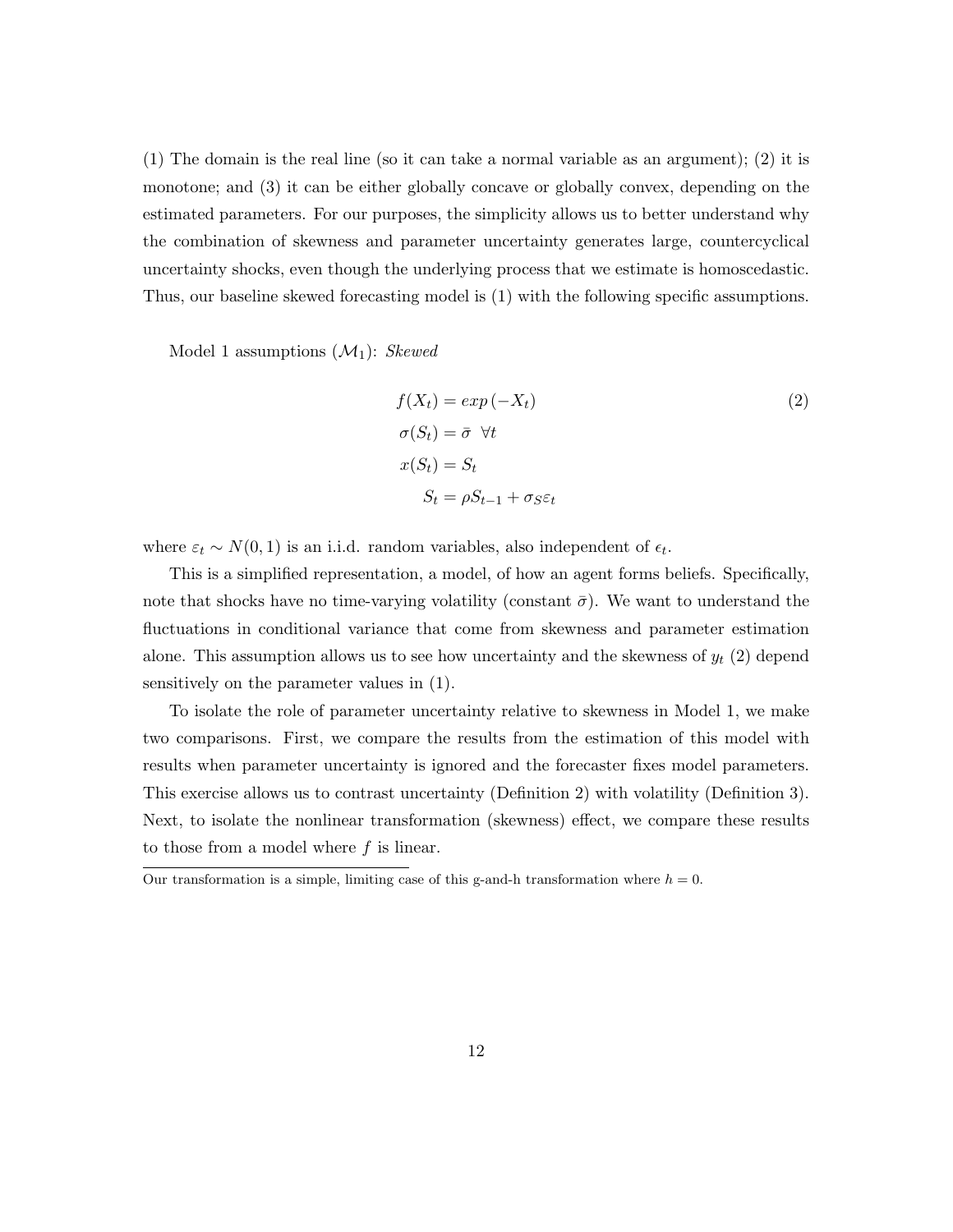(1) The domain is the real line (so it can take a normal variable as an argument); (2) it is monotone; and (3) it can be either globally concave or globally convex, depending on the estimated parameters. For our purposes, the simplicity allows us to better understand why the combination of skewness and parameter uncertainty generates large, countercyclical uncertainty shocks, even though the underlying process that we estimate is homoscedastic. Thus, our baseline skewed forecasting model is (1) with the following specific assumptions.

Model 1 assumptions ($\mathcal{M}_1$): *Skewed*

$$
\begin{aligned}
f(X_t) &= exp\,(-X_t) \\
\sigma(S_t) &= \bar{\sigma} \;\; \forall t \\
x(S_t) &= S_t \\
S_t &= \rho S_{t-1} + \sigma_S \varepsilon_t
\end{aligned}
\tag{2}
$$

where $\varepsilon_t \sim N(0,1)$ is an i.i.d. random variables, also independent of $\epsilon_t$.

This is a simplified representation, a model, of how an agent forms beliefs. Specifically, note that shocks have no time-varying volatility (constant $\bar{\sigma}$). We want to understand the fluctuations in conditional variance that come from skewness and parameter estimation alone. This assumption allows us to see how uncertainty and the skewness of $y_t$ (2) depend sensitively on the parameter values in (1).

To isolate the role of parameter uncertainty relative to skewness in Model 1, we make two comparisons. First, we compare the results from the estimation of this model with results when parameter uncertainty is ignored and the forecaster fixes model parameters. This exercise allows us to contrast uncertainty (Definition 2) with volatility (Definition 3). Next, to isolate the nonlinear transformation (skewness) effect, we compare these results to those from a model where $f$ is linear.

Our transformation is a simple, limiting case of this g-and-h transformation where $h = 0$.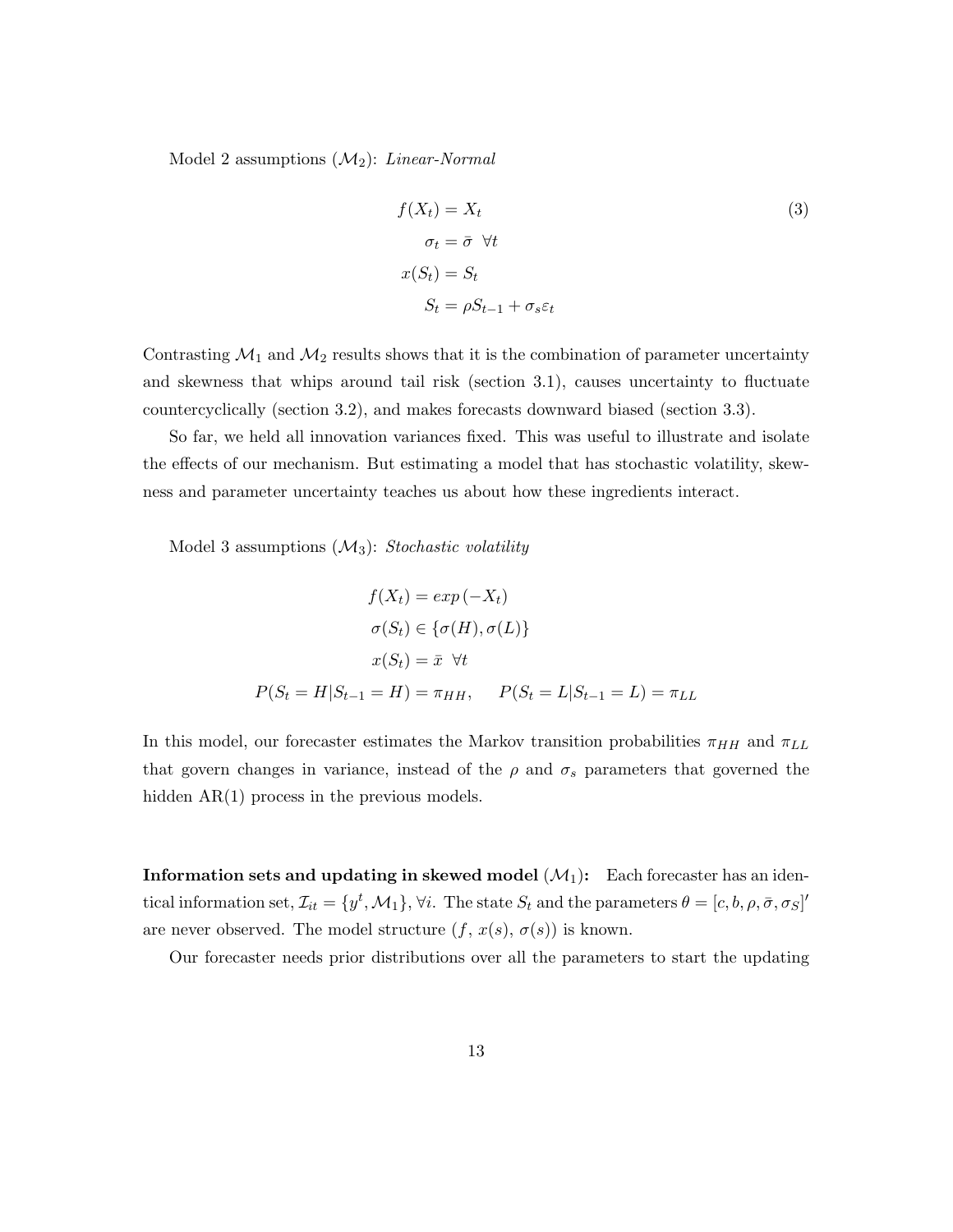Model 2 assumptions ($\mathcal{M}_2$): *Linear-Normal*

$$
\begin{aligned}
f(X_t) &= X_t && (3)\\
\sigma_t &= \bar{\sigma} \ \ \forall t \\
x(S_t) &= S_t \\
S_t &= \rho S_{t-1} + \sigma_s \varepsilon_t
\end{aligned}
$$

Contrasting $\mathcal{M}_1$ and $\mathcal{M}_2$ results shows that it is the combination of parameter uncertainty and skewness that whips around tail risk (section 3.1), causes uncertainty to fluctuate countercyclically (section 3.2), and makes forecasts downward biased (section 3.3).

So far, we held all innovation variances fixed. This was useful to illustrate and isolate the effects of our mechanism. But estimating a model that has stochastic volatility, skewness and parameter uncertainty teaches us about how these ingredients interact.

Model 3 assumptions ($\mathcal{M}_3$): *Stochastic volatility*

$$
\begin{aligned}
f(X_t) &= exp\left(-X_t\right) \\
\sigma(S_t) &\in \{\sigma(H), \sigma(L)\} \\
x(S_t) &= \bar{x} \ \ \forall t \\
P(S_t = H | S_{t-1} = H) = \pi_{HH}, &\qquad P(S_t = L | S_{t-1} = L) = \pi_{LL}
\end{aligned}
$$

In this model, our forecaster estimates the Markov transition probabilities $\pi_{HH}$ and $\pi_{LL}$ that govern changes in variance, instead of the $\rho$ and $\sigma_s$ parameters that governed the hidden AR(1) process in the previous models.

**Information sets and updating in skewed model ($\mathcal{M}_1$):** Each forecaster has an identical information set, $\mathcal{I}_{it} = \{y^t, \mathcal{M}_1\}, \forall i$. The state $S_t$ and the parameters $\theta = [c, b, \rho, \bar{\sigma}, \sigma_S]'$ are never observed. The model structure $(f,\, x(s),\, \sigma(s))$ is known.

Our forecaster needs prior distributions over all the parameters to start the updating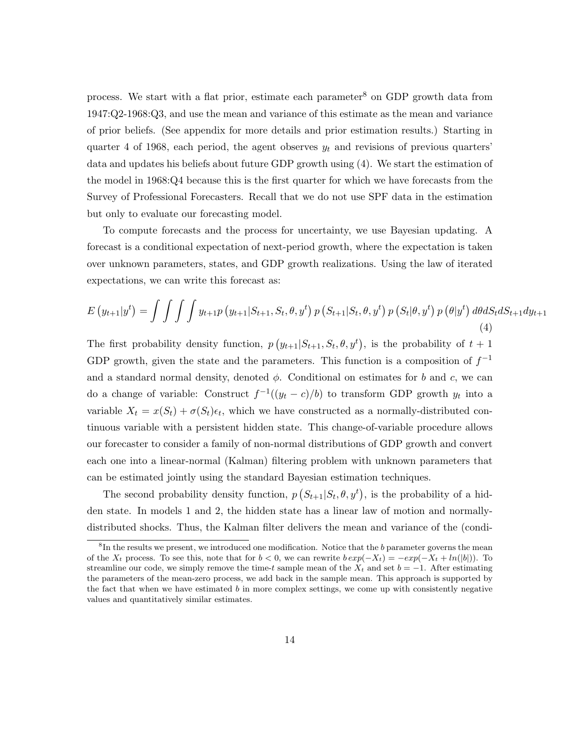process. We start with a flat prior, estimate each parameter[8] on GDP growth data from 1947:Q2-1968:Q3, and use the mean and variance of this estimate as the mean and variance of prior beliefs. (See appendix for more details and prior estimation results.) Starting in quarter 4 of 1968, each period, the agent observes $y_t$ and revisions of previous quarters' data and updates his beliefs about future GDP growth using (4). We start the estimation of the model in 1968:Q4 because this is the first quarter for which we have forecasts from the Survey of Professional Forecasters. Recall that we do not use SPF data in the estimation but only to evaluate our forecasting model.

To compute forecasts and the process for uncertainty, we use Bayesian updating. A forecast is a conditional expectation of next-period growth, where the expectation is taken over unknown parameters, states, and GDP growth realizations. Using the law of iterated expectations, we can write this forecast as:

$$E\left(y_{t+1}|y^t\right) = \int\int\int\int y_{t+1} p\left(y_{t+1}|S_{t+1}, S_t, \theta, y^t\right) p\left(S_{t+1}|S_t, \theta, y^t\right) p\left(S_t|\theta, y^t\right) p\left(\theta|y^t\right) d\theta dS_t dS_{t+1} dy_{t+1} \tag{4}$$

The first probability density function, $p\left(y_{t+1}|S_{t+1}, S_t, \theta, y^t\right)$, is the probability of $t+1$ GDP growth, given the state and the parameters. This function is a composition of $f^{-1}$ and a standard normal density, denoted $\phi$. Conditional on estimates for $b$ and $c$, we can do a change of variable: Construct $f^{-1}((y_t - c)/b)$ to transform GDP growth $y_t$ into a variable $X_t = x(S_t) + \sigma(S_t)\epsilon_t$, which we have constructed as a normally-distributed continuous variable with a persistent hidden state. This change-of-variable procedure allows our forecaster to consider a family of non-normal distributions of GDP growth and convert each one into a linear-normal (Kalman) filtering problem with unknown parameters that can be estimated jointly using the standard Bayesian estimation techniques.

The second probability density function, $p\left(S_{t+1}|S_t, \theta, y^t\right)$, is the probability of a hidden state. In models 1 and 2, the hidden state has a linear law of motion and normally-distributed shocks. Thus, the Kalman filter delivers the mean and variance of the (condi-

[8] In the results we present, we introduced one modification. Notice that the $b$ parameter governs the mean of the $X_t$ process. To see this, note that for $b < 0$, we can rewrite $b\,exp(-X_t) = -exp(-X_t + ln(|b|))$. To streamline our code, we simply remove the time-$t$ sample mean of the $X_t$ and set $b = -1$. After estimating the parameters of the mean-zero process, we add back in the sample mean. This approach is supported by the fact that when we have estimated $b$ in more complex settings, we come up with consistently negative values and quantitatively similar estimates.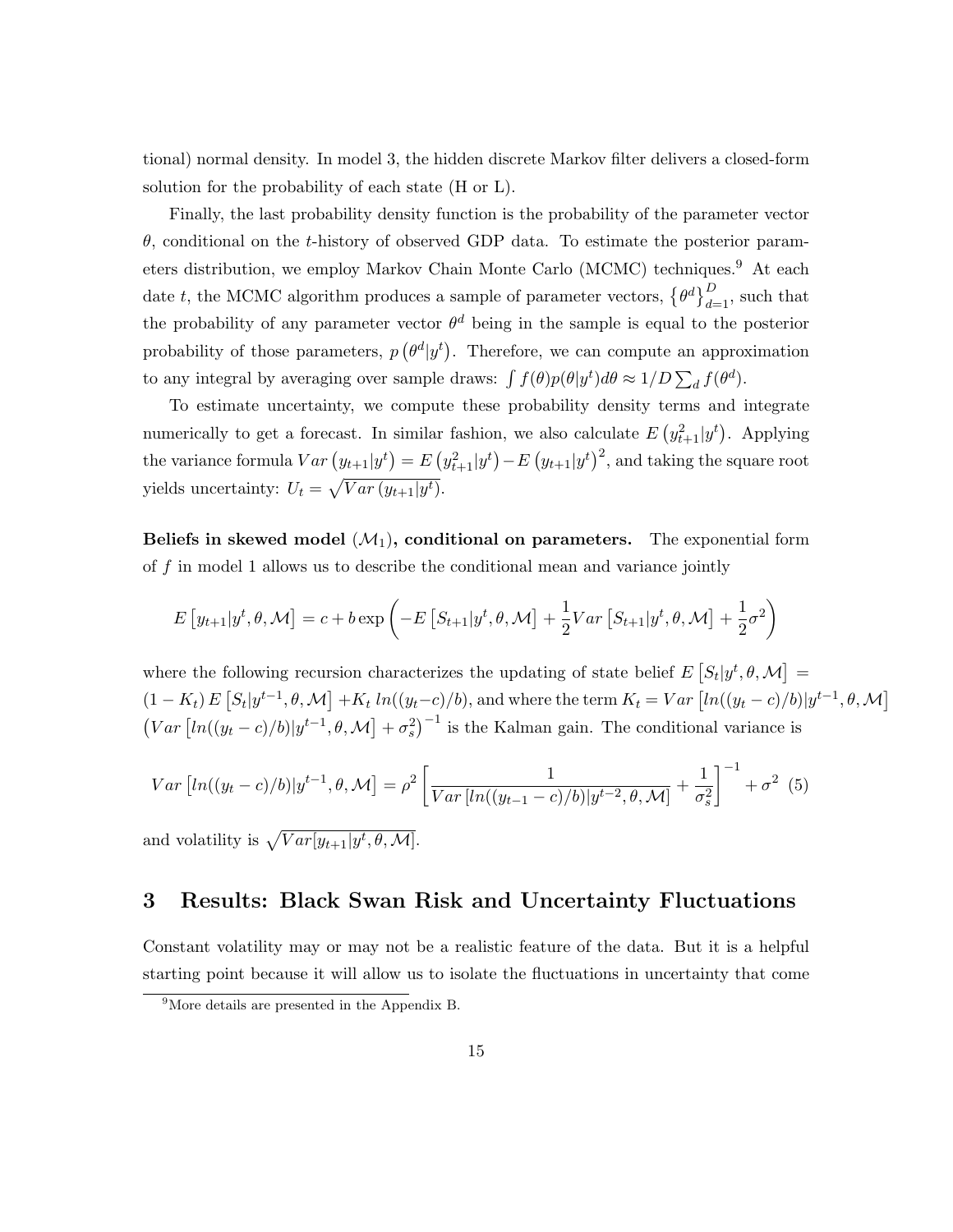tional) normal density. In model 3, the hidden discrete Markov filter delivers a closed-form solution for the probability of each state (H or L).

Finally, the last probability density function is the probability of the parameter vector $\theta$, conditional on the $t$-history of observed GDP data. To estimate the posterior parameters distribution, we employ Markov Chain Monte Carlo (MCMC) techniques.[9] At each date $t$, the MCMC algorithm produces a sample of parameter vectors, $\left\{\theta^d\right\}_{d=1}^D$, such that the probability of any parameter vector $\theta^d$ being in the sample is equal to the posterior probability of those parameters, $p\left(\theta^d|y^t\right)$. Therefore, we can compute an approximation to any integral by averaging over sample draws: $\int f(\theta)p(\theta|y^t)d\theta \approx 1/D\sum_d f(\theta^d)$.

To estimate uncertainty, we compute these probability density terms and integrate numerically to get a forecast. In similar fashion, we also calculate $E\left(y_{t+1}^2|y^t\right)$. Applying the variance formula $Var\left(y_{t+1}|y^t\right) = E\left(y_{t+1}^2|y^t\right) - E\left(y_{t+1}|y^t\right)^2$, and taking the square root yields uncertainty: $U_t = \sqrt{Var\left(y_{t+1}|y^t\right)}$.

**Beliefs in skewed model ($\mathcal{M}_1$), conditional on parameters.** The exponential form of $f$ in model 1 allows us to describe the conditional mean and variance jointly

$$E\left[y_{t+1}|y^t,\theta,\mathcal{M}\right] = c + b\exp\left(-E\left[S_{t+1}|y^t,\theta,\mathcal{M}\right] + \frac{1}{2}Var\left[S_{t+1}|y^t,\theta,\mathcal{M}\right] + \frac{1}{2}\sigma^2\right)$$

where the following recursion characterizes the updating of state belief $E\left[S_t|y^t,\theta,\mathcal{M}\right] = (1-K_t)\,E\left[S_t|y^{t-1},\theta,\mathcal{M}\right] + K_t\, ln((y_t - c)/b)$, and where the term $K_t = Var\left[ln((y_t-c)/b)|y^{t-1},\theta,\mathcal{M}\right]\left(Var\left[ln((y_t-c)/b)|y^{t-1},\theta,\mathcal{M}\right] + \sigma_s^2\right)^{-1}$ is the Kalman gain. The conditional variance is

$$Var\left[ln((y_t-c)/b)|y^{t-1},\theta,\mathcal{M}\right] = \rho^2\left[\frac{1}{Var\left[ln((y_{t-1}-c)/b)|y^{t-2},\theta,\mathcal{M}\right]} + \frac{1}{\sigma_s^2}\right]^{-1} + \sigma^2 \quad (5)$$

and volatility is $\sqrt{Var[y_{t+1}|y^t,\theta,\mathcal{M}]}$.

# 3 Results: Black Swan Risk and Uncertainty Fluctuations

Constant volatility may or may not be a realistic feature of the data. But it is a helpful starting point because it will allow us to isolate the fluctuations in uncertainty that come

[9] More details are presented in the Appendix B.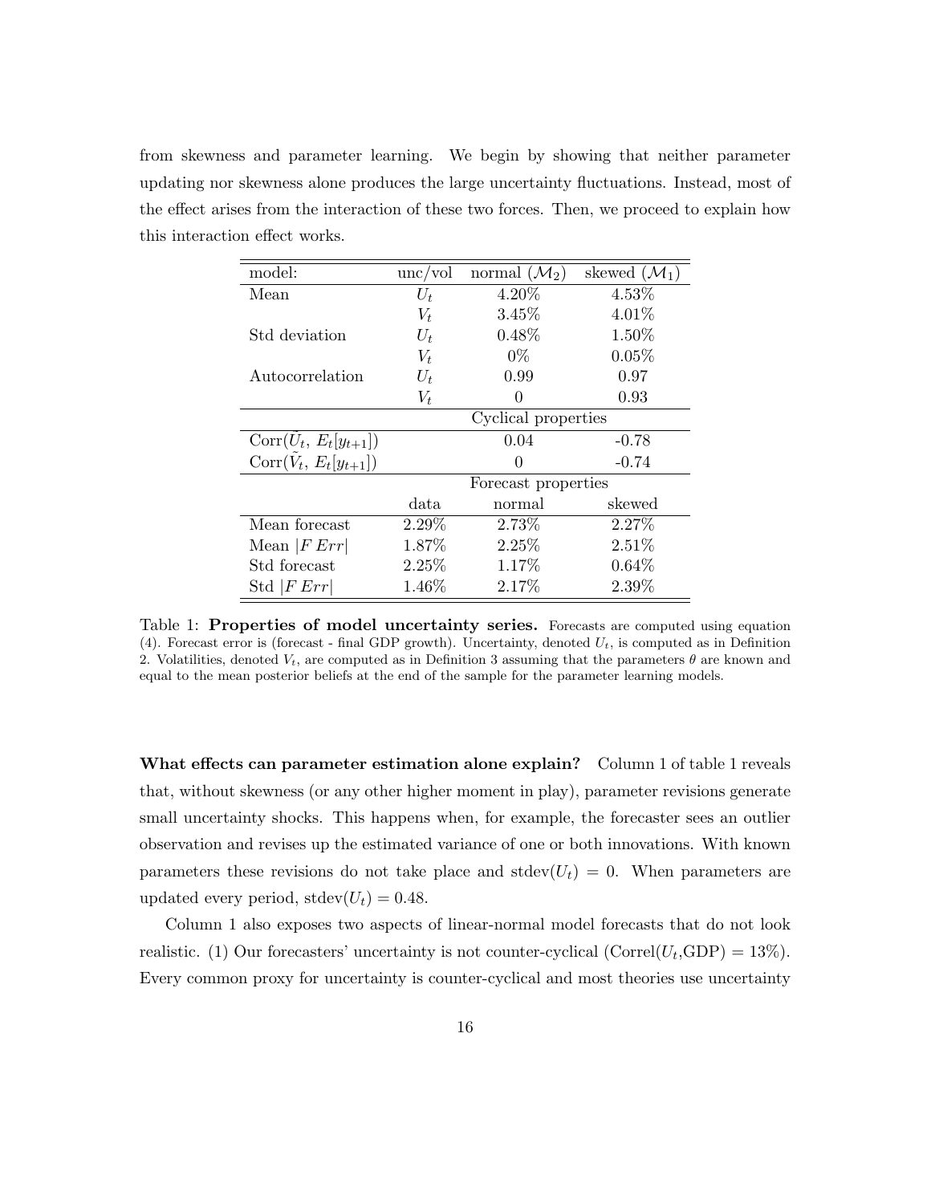from skewness and parameter learning. We begin by showing that neither parameter updating nor skewness alone produces the large uncertainty fluctuations. Instead, most of the effect arises from the interaction of these two forces. Then, we proceed to explain how this interaction effect works.

| model: | unc/vol | normal ($\mathcal{M}_2$) | skewed ($\mathcal{M}_1$) |
|---|---|---|---|
| Mean | $U_t$ | 4.20% | 4.53% |
| | $V_t$ | 3.45% | 4.01% |
| Std deviation | $U_t$ | 0.48% | 1.50% |
| | $V_t$ | 0% | 0.05% |
| Autocorrelation | $U_t$ | 0.99 | 0.97 |
| | $V_t$ | 0 | 0.93 |
| | | Cyclical properties | |
| Corr($\tilde{U}_t$, $E_t[y_{t+1}]$) | | 0.04 | -0.78 |
| Corr($\tilde{V}_t$, $E_t[y_{t+1}]$) | | 0 | -0.74 |
| | | Forecast properties | |
| | data | normal | skewed |
| Mean forecast | 2.29% | 2.73% | 2.27% |
| Mean $\|F\,Err\|$ | 1.87% | 2.25% | 2.51% |
| Std forecast | 2.25% | 1.17% | 0.64% |
| Std $\|F\,Err\|$ | 1.46% | 2.17% | 2.39% |

Table 1: **Properties of model uncertainty series.** Forecasts are computed using equation (4). Forecast error is (forecast - final GDP growth). Uncertainty, denoted $U_t$, is computed as in Definition 2. Volatilities, denoted $V_t$, are computed as in Definition 3 assuming that the parameters $\theta$ are known and equal to the mean posterior beliefs at the end of the sample for the parameter learning models.

**What effects can parameter estimation alone explain?** Column 1 of table 1 reveals that, without skewness (or any other higher moment in play), parameter revisions generate small uncertainty shocks. This happens when, for example, the forecaster sees an outlier observation and revises up the estimated variance of one or both innovations. With known parameters these revisions do not take place and stdev($U_t$) = 0. When parameters are updated every period, stdev($U_t$) = 0.48.

Column 1 also exposes two aspects of linear-normal model forecasts that do not look realistic. (1) Our forecasters' uncertainty is not counter-cyclical (Correl($U_t$,GDP) = 13%). Every common proxy for uncertainty is counter-cyclical and most theories use uncertainty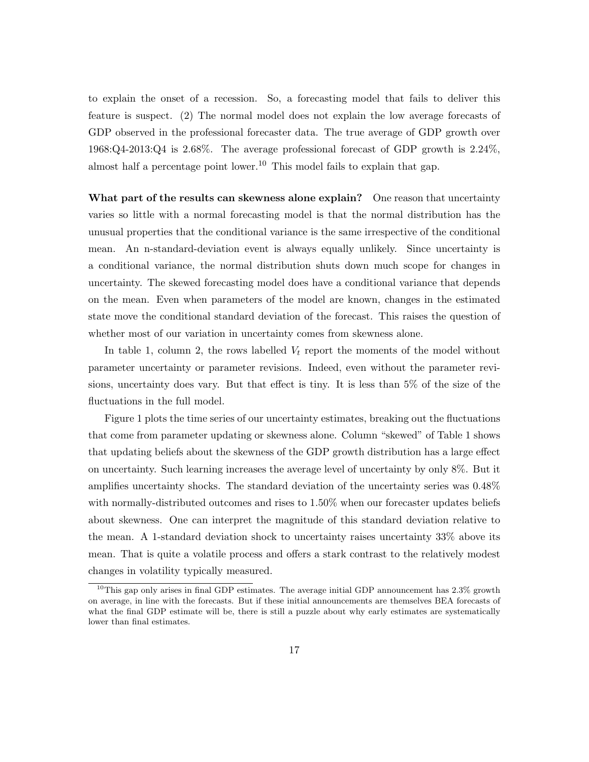to explain the onset of a recession. So, a forecasting model that fails to deliver this feature is suspect. (2) The normal model does not explain the low average forecasts of GDP observed in the professional forecaster data. The true average of GDP growth over 1968:Q4-2013:Q4 is 2.68%. The average professional forecast of GDP growth is 2.24%, almost half a percentage point lower.[10] This model fails to explain that gap.

**What part of the results can skewness alone explain?** One reason that uncertainty varies so little with a normal forecasting model is that the normal distribution has the unusual properties that the conditional variance is the same irrespective of the conditional mean. An n-standard-deviation event is always equally unlikely. Since uncertainty is a conditional variance, the normal distribution shuts down much scope for changes in uncertainty. The skewed forecasting model does have a conditional variance that depends on the mean. Even when parameters of the model are known, changes in the estimated state move the conditional standard deviation of the forecast. This raises the question of whether most of our variation in uncertainty comes from skewness alone.

In table 1, column 2, the rows labelled $V_t$ report the moments of the model without parameter uncertainty or parameter revisions. Indeed, even without the parameter revisions, uncertainty does vary. But that effect is tiny. It is less than 5% of the size of the fluctuations in the full model.

Figure 1 plots the time series of our uncertainty estimates, breaking out the fluctuations that come from parameter updating or skewness alone. Column "skewed" of Table 1 shows that updating beliefs about the skewness of the GDP growth distribution has a large effect on uncertainty. Such learning increases the average level of uncertainty by only 8%. But it amplifies uncertainty shocks. The standard deviation of the uncertainty series was 0.48% with normally-distributed outcomes and rises to 1.50% when our forecaster updates beliefs about skewness. One can interpret the magnitude of this standard deviation relative to the mean. A 1-standard deviation shock to uncertainty raises uncertainty 33% above its mean. That is quite a volatile process and offers a stark contrast to the relatively modest changes in volatility typically measured.

[10] This gap only arises in final GDP estimates. The average initial GDP announcement has 2.3% growth on average, in line with the forecasts. But if these initial announcements are themselves BEA forecasts of what the final GDP estimate will be, there is still a puzzle about why early estimates are systematically lower than final estimates.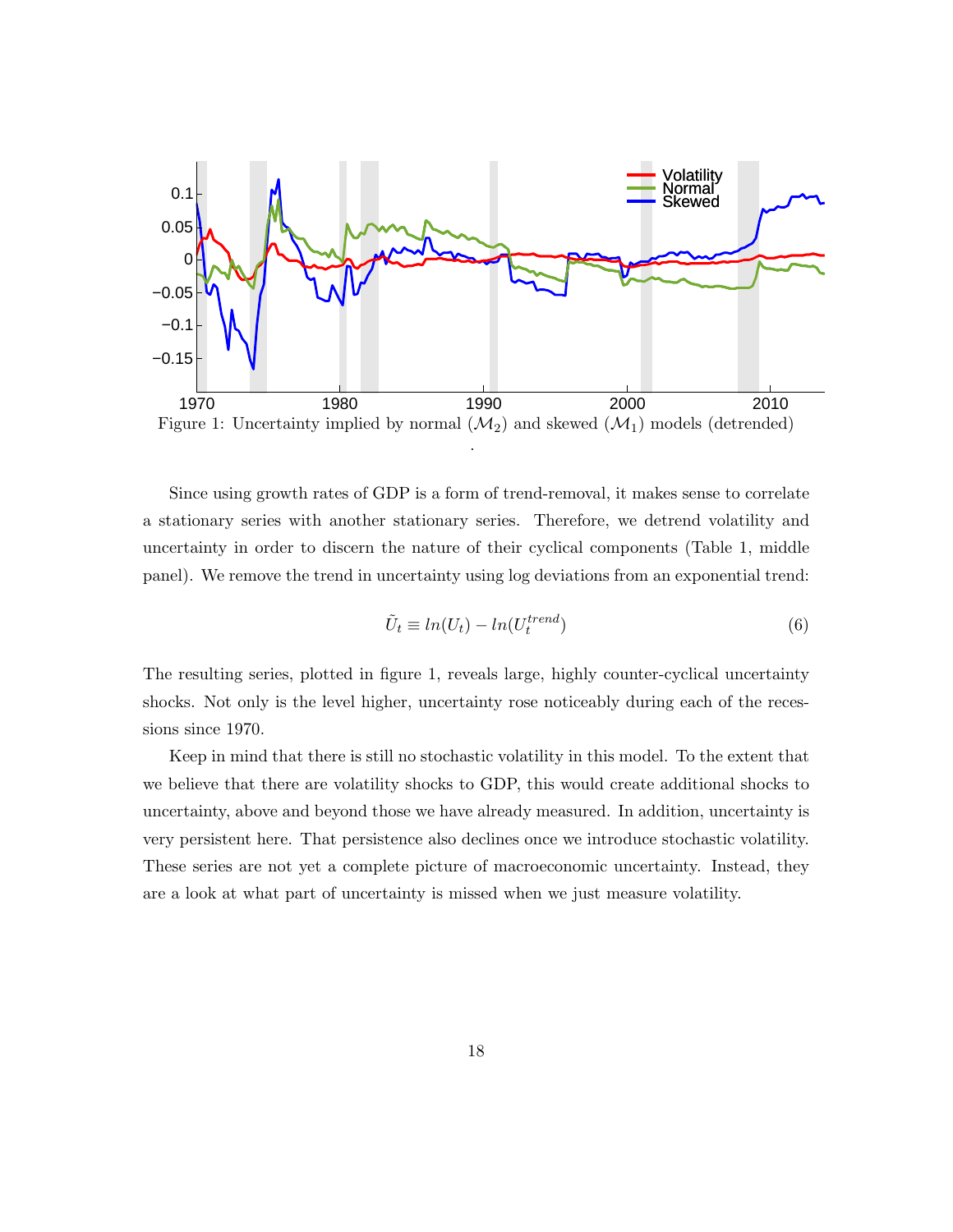Figure 1: Uncertainty implied by normal ($\mathcal{M}_2$) and skewed ($\mathcal{M}_1$) models (detrended)

.

Since using growth rates of GDP is a form of trend-removal, it makes sense to correlate a stationary series with another stationary series. Therefore, we detrend volatility and uncertainty in order to discern the nature of their cyclical components (Table 1, middle panel). We remove the trend in uncertainty using log deviations from an exponential trend:

$$\tilde{U}_t \equiv ln(U_t) - ln(U_t^{trend}) \tag{6}$$

The resulting series, plotted in figure 1, reveals large, highly counter-cyclical uncertainty shocks. Not only is the level higher, uncertainty rose noticeably during each of the recessions since 1970.

Keep in mind that there is still no stochastic volatility in this model. To the extent that we believe that there are volatility shocks to GDP, this would create additional shocks to uncertainty, above and beyond those we have already measured. In addition, uncertainty is very persistent here. That persistence also declines once we introduce stochastic volatility. These series are not yet a complete picture of macroeconomic uncertainty. Instead, they are a look at what part of uncertainty is missed when we just measure volatility.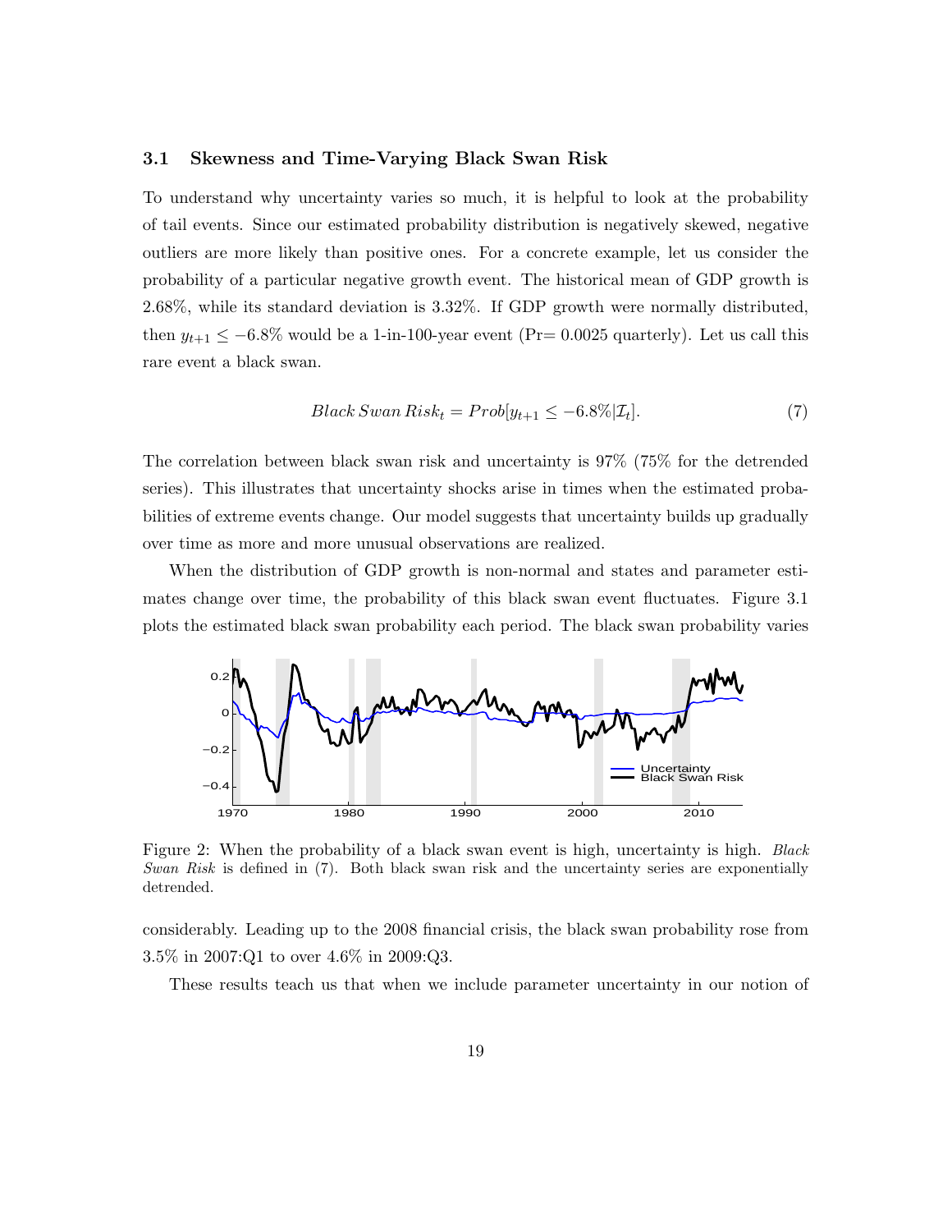### 3.1 Skewness and Time-Varying Black Swan Risk

To understand why uncertainty varies so much, it is helpful to look at the probability of tail events. Since our estimated probability distribution is negatively skewed, negative outliers are more likely than positive ones. For a concrete example, let us consider the probability of a particular negative growth event. The historical mean of GDP growth is 2.68%, while its standard deviation is 3.32%. If GDP growth were normally distributed, then $y_{t+1} \leq -6.8\%$ would be a 1-in-100-year event (Pr= 0.0025 quarterly). Let us call this rare event a black swan.

$$Black\,Swan\,Risk_t = Prob[y_{t+1} \leq -6.8\% | \mathcal{I}_t]. \tag{7}$$

The correlation between black swan risk and uncertainty is 97% (75% for the detrended series). This illustrates that uncertainty shocks arise in times when the estimated probabilities of extreme events change. Our model suggests that uncertainty builds up gradually over time as more and more unusual observations are realized.

When the distribution of GDP growth is non-normal and states and parameter estimates change over time, the probability of this black swan event fluctuates. Figure 3.1 plots the estimated black swan probability each period. The black swan probability varies

Figure 2: When the probability of a black swan event is high, uncertainty is high. *Black Swan Risk* is defined in (7). Both black swan risk and the uncertainty series are exponentially detrended.

considerably. Leading up to the 2008 financial crisis, the black swan probability rose from 3.5% in 2007:Q1 to over 4.6% in 2009:Q3.

These results teach us that when we include parameter uncertainty in our notion of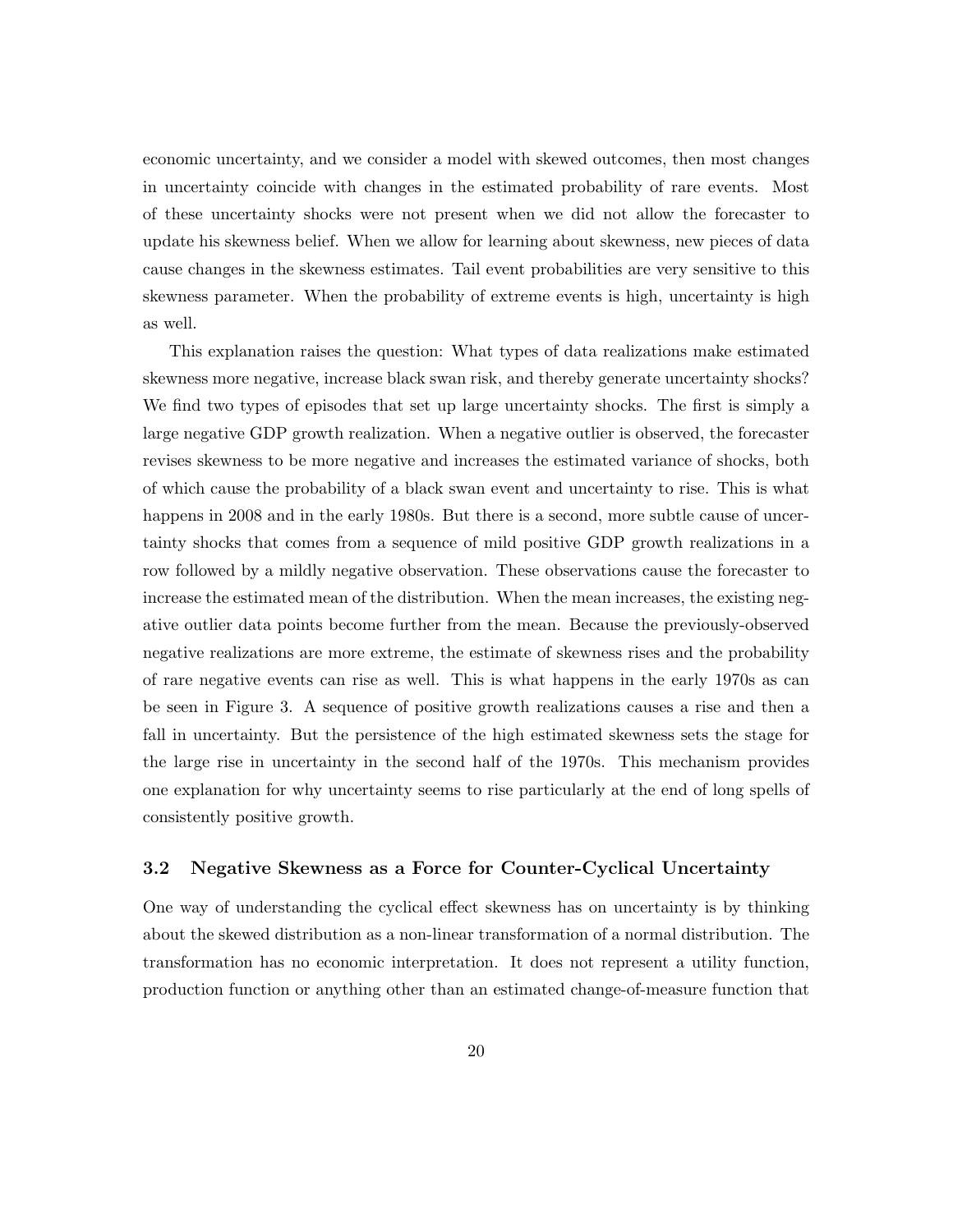economic uncertainty, and we consider a model with skewed outcomes, then most changes in uncertainty coincide with changes in the estimated probability of rare events. Most of these uncertainty shocks were not present when we did not allow the forecaster to update his skewness belief. When we allow for learning about skewness, new pieces of data cause changes in the skewness estimates. Tail event probabilities are very sensitive to this skewness parameter. When the probability of extreme events is high, uncertainty is high as well.

This explanation raises the question: What types of data realizations make estimated skewness more negative, increase black swan risk, and thereby generate uncertainty shocks? We find two types of episodes that set up large uncertainty shocks. The first is simply a large negative GDP growth realization. When a negative outlier is observed, the forecaster revises skewness to be more negative and increases the estimated variance of shocks, both of which cause the probability of a black swan event and uncertainty to rise. This is what happens in 2008 and in the early 1980s. But there is a second, more subtle cause of uncertainty shocks that comes from a sequence of mild positive GDP growth realizations in a row followed by a mildly negative observation. These observations cause the forecaster to increase the estimated mean of the distribution. When the mean increases, the existing negative outlier data points become further from the mean. Because the previously-observed negative realizations are more extreme, the estimate of skewness rises and the probability of rare negative events can rise as well. This is what happens in the early 1970s as can be seen in Figure 3. A sequence of positive growth realizations causes a rise and then a fall in uncertainty. But the persistence of the high estimated skewness sets the stage for the large rise in uncertainty in the second half of the 1970s. This mechanism provides one explanation for why uncertainty seems to rise particularly at the end of long spells of consistently positive growth.

### 3.2 Negative Skewness as a Force for Counter-Cyclical Uncertainty

One way of understanding the cyclical effect skewness has on uncertainty is by thinking about the skewed distribution as a non-linear transformation of a normal distribution. The transformation has no economic interpretation. It does not represent a utility function, production function or anything other than an estimated change-of-measure function that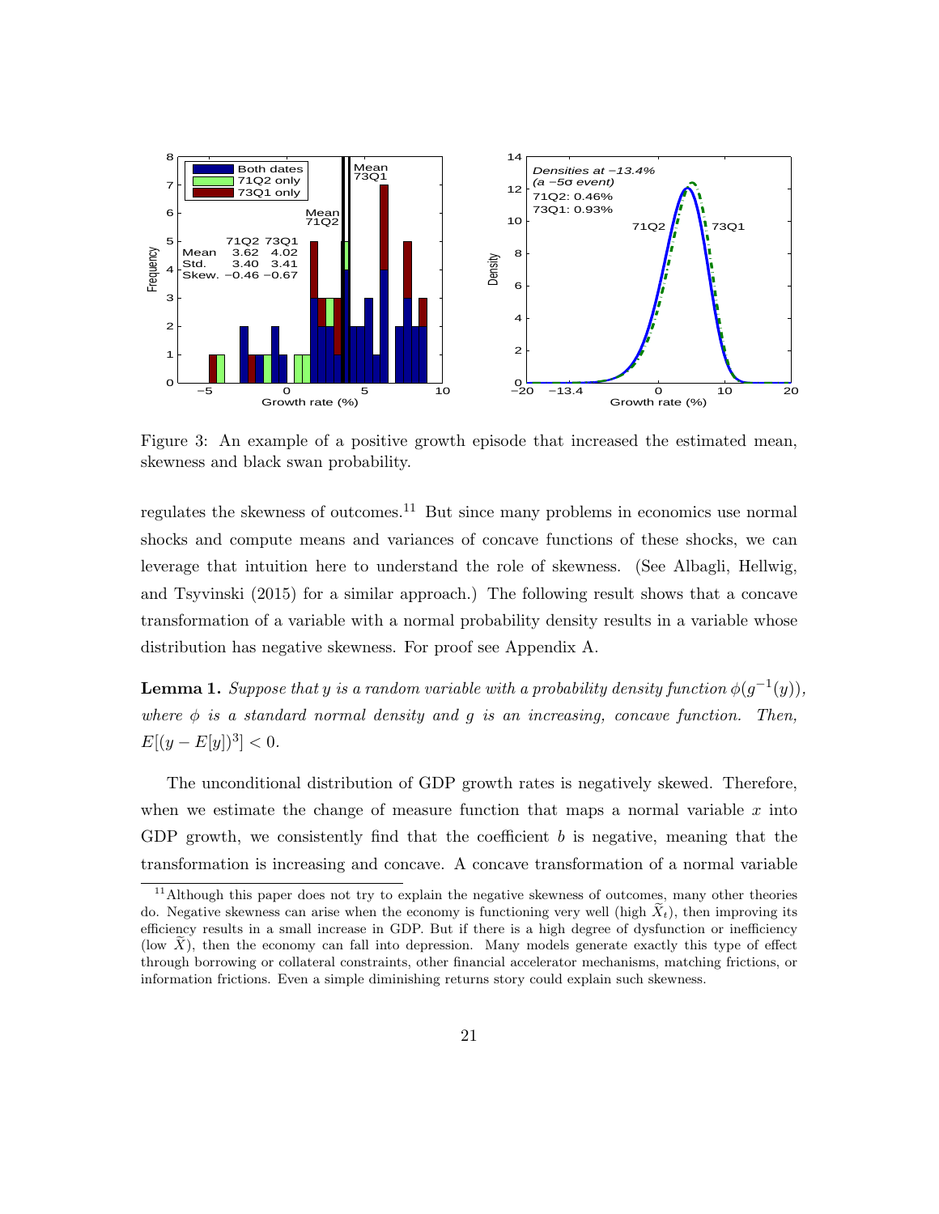Figure 3: An example of a positive growth episode that increased the estimated mean, skewness and black swan probability.

regulates the skewness of outcomes.[11] But since many problems in economics use normal shocks and compute means and variances of concave functions of these shocks, we can leverage that intuition here to understand the role of skewness. (See Albagli, Hellwig, and Tsyvinski (2015) for a similar approach.) The following result shows that a concave transformation of a variable with a normal probability density results in a variable whose distribution has negative skewness. For proof see Appendix A.

**Lemma 1.** *Suppose that $y$ is a random variable with a probability density function $\phi(g^{-1}(y))$, where $\phi$ is a standard normal density and $g$ is an increasing, concave function. Then, $E[(y - E[y])^3] < 0$.*

The unconditional distribution of GDP growth rates is negatively skewed. Therefore, when we estimate the change of measure function that maps a normal variable $x$ into GDP growth, we consistently find that the coefficient $b$ is negative, meaning that the transformation is increasing and concave. A concave transformation of a normal variable

[11] Although this paper does not try to explain the negative skewness of outcomes, many other theories do. Negative skewness can arise when the economy is functioning very well (high $\widetilde{X}_t$), then improving its efficiency results in a small increase in GDP. But if there is a high degree of dysfunction or inefficiency (low $\widetilde{X}$), then the economy can fall into depression. Many models generate exactly this type of effect through borrowing or collateral constraints, other financial accelerator mechanisms, matching frictions, or information frictions. Even a simple diminishing returns story could explain such skewness.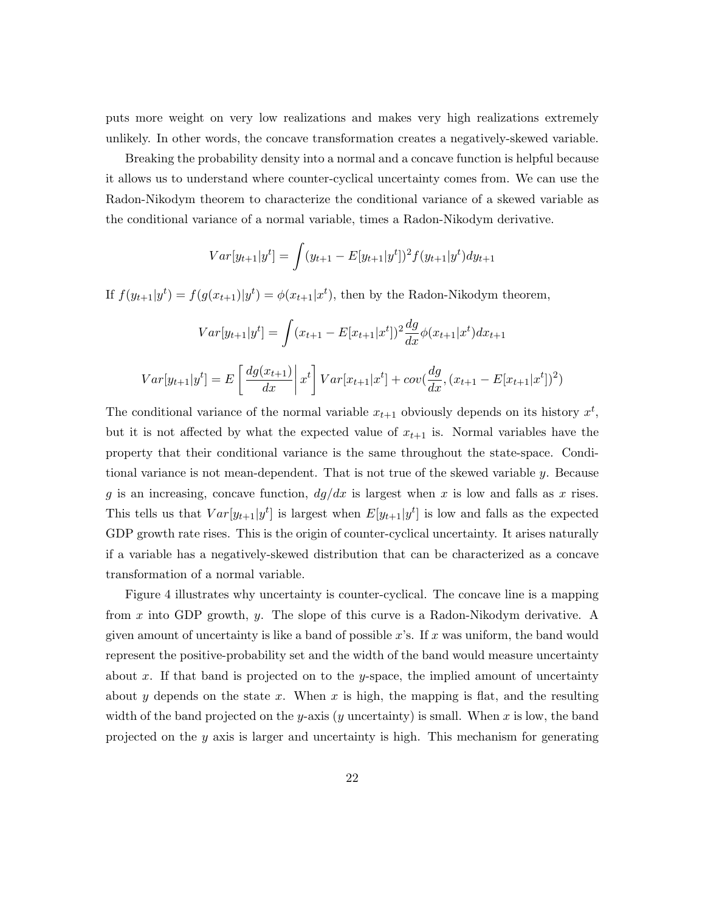puts more weight on very low realizations and makes very high realizations extremely unlikely. In other words, the concave transformation creates a negatively-skewed variable.

Breaking the probability density into a normal and a concave function is helpful because it allows us to understand where counter-cyclical uncertainty comes from. We can use the Radon-Nikodym theorem to characterize the conditional variance of a skewed variable as the conditional variance of a normal variable, times a Radon-Nikodym derivative.

$$Var[y_{t+1}|y^t] = \int (y_{t+1} - E[y_{t+1}|y^t])^2 f(y_{t+1}|y^t) dy_{t+1}$$

If $f(y_{t+1}|y^t) = f(g(x_{t+1})|y^t) = \phi(x_{t+1}|x^t)$, then by the Radon-Nikodym theorem,

$$Var[y_{t+1}|y^t] = \int (x_{t+1} - E[x_{t+1}|x^t])^2 \frac{dg}{dx} \phi(x_{t+1}|x^t) dx_{t+1}$$

$$Var[y_{t+1}|y^t] = E\left[ \left. \frac{dg(x_{t+1})}{dx} \right| x^t \right] Var[x_{t+1}|x^t] + cov(\frac{dg}{dx}, (x_{t+1} - E[x_{t+1}|x^t])^2)$$

The conditional variance of the normal variable $x_{t+1}$ obviously depends on its history $x^t$, but it is not affected by what the expected value of $x_{t+1}$ is. Normal variables have the property that their conditional variance is the same throughout the state-space. Conditional variance is not mean-dependent. That is not true of the skewed variable $y$. Because $g$ is an increasing, concave function, $dg/dx$ is largest when $x$ is low and falls as $x$ rises. This tells us that $Var[y_{t+1}|y^t]$ is largest when $E[y_{t+1}|y^t]$ is low and falls as the expected GDP growth rate rises. This is the origin of counter-cyclical uncertainty. It arises naturally if a variable has a negatively-skewed distribution that can be characterized as a concave transformation of a normal variable.

Figure 4 illustrates why uncertainty is counter-cyclical. The concave line is a mapping from $x$ into GDP growth, $y$. The slope of this curve is a Radon-Nikodym derivative. A given amount of uncertainty is like a band of possible $x$'s. If $x$ was uniform, the band would represent the positive-probability set and the width of the band would measure uncertainty about $x$. If that band is projected on to the $y$-space, the implied amount of uncertainty about $y$ depends on the state $x$. When $x$ is high, the mapping is flat, and the resulting width of the band projected on the $y$-axis ($y$ uncertainty) is small. When $x$ is low, the band projected on the $y$ axis is larger and uncertainty is high. This mechanism for generating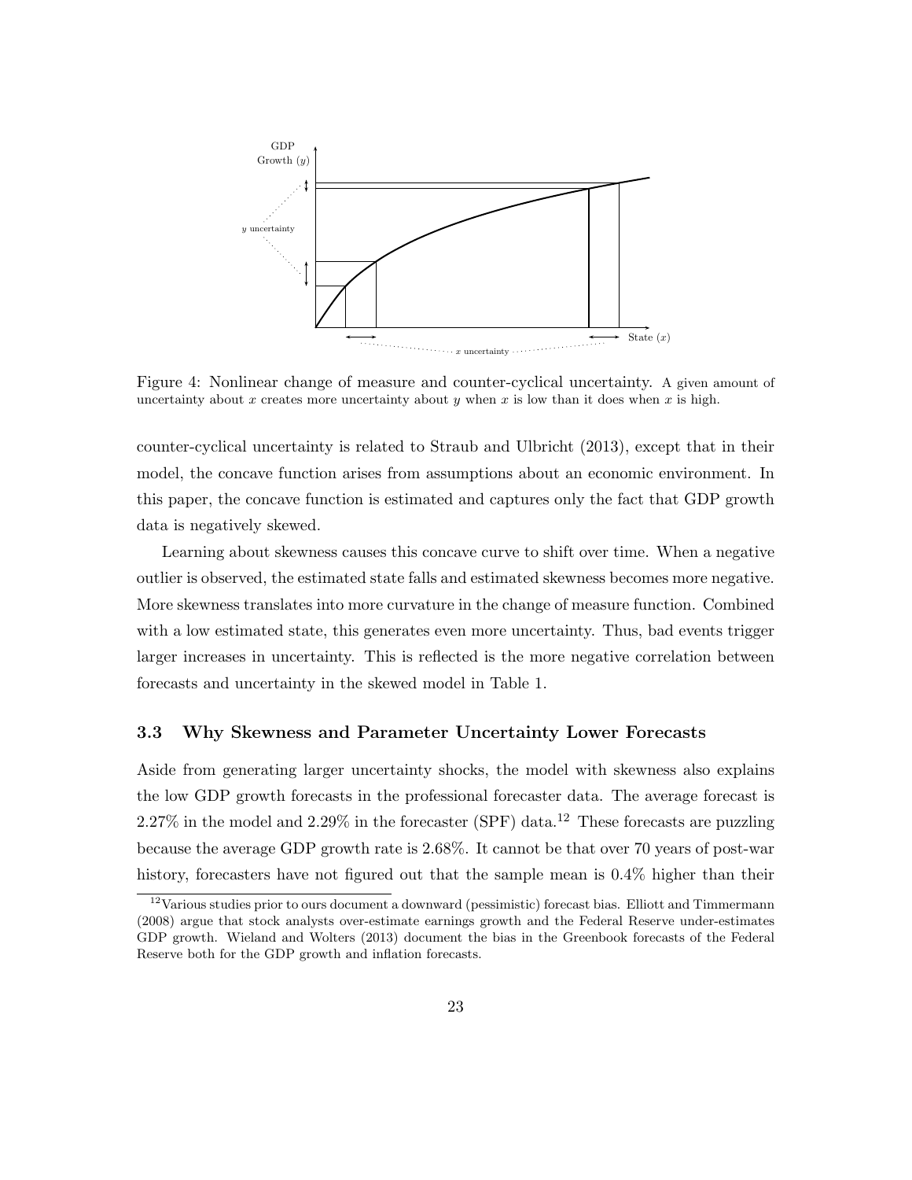Figure 4: Nonlinear change of measure and counter-cyclical uncertainty. A given amount of uncertainty about $x$ creates more uncertainty about $y$ when $x$ is low than it does when $x$ is high.

counter-cyclical uncertainty is related to Straub and Ulbricht (2013), except that in their model, the concave function arises from assumptions about an economic environment. In this paper, the concave function is estimated and captures only the fact that GDP growth data is negatively skewed.

Learning about skewness causes this concave curve to shift over time. When a negative outlier is observed, the estimated state falls and estimated skewness becomes more negative. More skewness translates into more curvature in the change of measure function. Combined with a low estimated state, this generates even more uncertainty. Thus, bad events trigger larger increases in uncertainty. This is reflected is the more negative correlation between forecasts and uncertainty in the skewed model in Table 1.

### 3.3 Why Skewness and Parameter Uncertainty Lower Forecasts

Aside from generating larger uncertainty shocks, the model with skewness also explains the low GDP growth forecasts in the professional forecaster data. The average forecast is 2.27% in the model and 2.29% in the forecaster (SPF) data.[12] These forecasts are puzzling because the average GDP growth rate is 2.68%. It cannot be that over 70 years of post-war history, forecasters have not figured out that the sample mean is 0.4% higher than their

[12] Various studies prior to ours document a downward (pessimistic) forecast bias. Elliott and Timmermann (2008) argue that stock analysts over-estimate earnings growth and the Federal Reserve under-estimates GDP growth. Wieland and Wolters (2013) document the bias in the Greenbook forecasts of the Federal Reserve both for the GDP growth and inflation forecasts.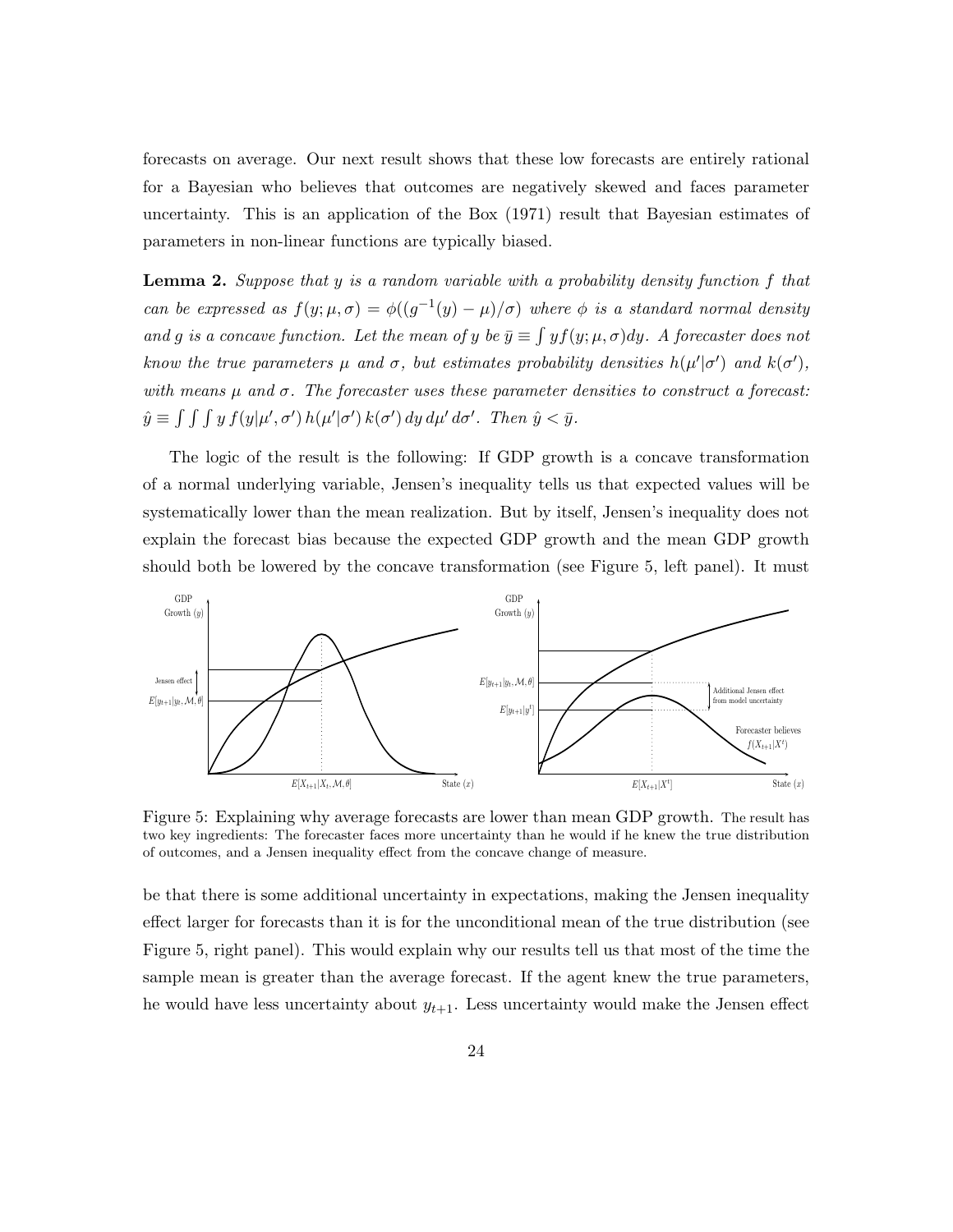forecasts on average. Our next result shows that these low forecasts are entirely rational for a Bayesian who believes that outcomes are negatively skewed and faces parameter uncertainty. This is an application of the Box (1971) result that Bayesian estimates of parameters in non-linear functions are typically biased.

**Lemma 2.** *Suppose that $y$ is a random variable with a probability density function $f$ that can be expressed as $f(y;\mu,\sigma) = \phi((g^{-1}(y) - \mu)/\sigma)$ where $\phi$ is a standard normal density and $g$ is a concave function. Let the mean of $y$ be $\bar{y} \equiv \int y f(y;\mu,\sigma)dy$. A forecaster does not know the true parameters $\mu$ and $\sigma$, but estimates probability densities $h(\mu'|\sigma')$ and $k(\sigma')$, with means $\mu$ and $\sigma$. The forecaster uses these parameter densities to construct a forecast: $\hat{y} \equiv \int\int\int y\, f(y|\mu',\sigma')\, h(\mu'|\sigma')\, k(\sigma')\, dy\, d\mu'\, d\sigma'$. Then $\hat{y} < \bar{y}$.*

The logic of the result is the following: If GDP growth is a concave transformation of a normal underlying variable, Jensen's inequality tells us that expected values will be systematically lower than the mean realization. But by itself, Jensen's inequality does not explain the forecast bias because the expected GDP growth and the mean GDP growth should both be lowered by the concave transformation (see Figure 5, left panel). It must

Figure 5: Explaining why average forecasts are lower than mean GDP growth. The result has two key ingredients: The forecaster faces more uncertainty than he would if he knew the true distribution of outcomes, and a Jensen inequality effect from the concave change of measure.

be that there is some additional uncertainty in expectations, making the Jensen inequality effect larger for forecasts than it is for the unconditional mean of the true distribution (see Figure 5, right panel). This would explain why our results tell us that most of the time the sample mean is greater than the average forecast. If the agent knew the true parameters, he would have less uncertainty about $y_{t+1}$. Less uncertainty would make the Jensen effect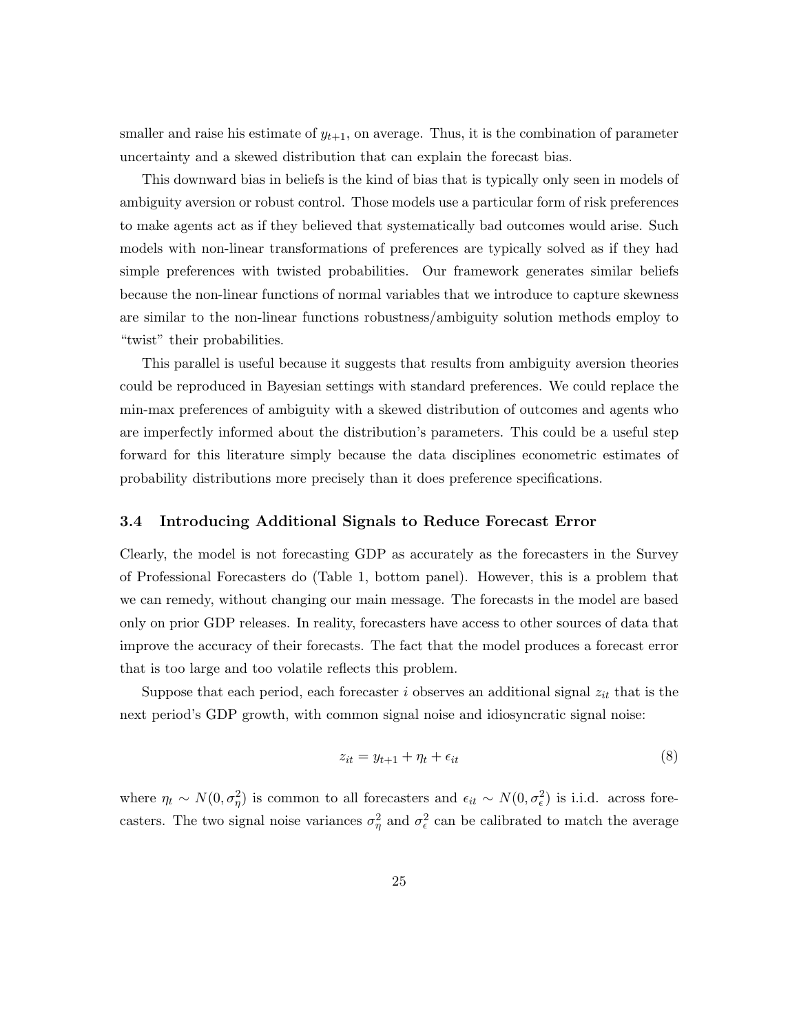smaller and raise his estimate of $y_{t+1}$, on average. Thus, it is the combination of parameter uncertainty and a skewed distribution that can explain the forecast bias.

This downward bias in beliefs is the kind of bias that is typically only seen in models of ambiguity aversion or robust control. Those models use a particular form of risk preferences to make agents act as if they believed that systematically bad outcomes would arise. Such models with non-linear transformations of preferences are typically solved as if they had simple preferences with twisted probabilities. Our framework generates similar beliefs because the non-linear functions of normal variables that we introduce to capture skewness are similar to the non-linear functions robustness/ambiguity solution methods employ to "twist" their probabilities.

This parallel is useful because it suggests that results from ambiguity aversion theories could be reproduced in Bayesian settings with standard preferences. We could replace the min-max preferences of ambiguity with a skewed distribution of outcomes and agents who are imperfectly informed about the distribution's parameters. This could be a useful step forward for this literature simply because the data disciplines econometric estimates of probability distributions more precisely than it does preference specifications.

### 3.4 Introducing Additional Signals to Reduce Forecast Error

Clearly, the model is not forecasting GDP as accurately as the forecasters in the Survey of Professional Forecasters do (Table 1, bottom panel). However, this is a problem that we can remedy, without changing our main message. The forecasts in the model are based only on prior GDP releases. In reality, forecasters have access to other sources of data that improve the accuracy of their forecasts. The fact that the model produces a forecast error that is too large and too volatile reflects this problem.

Suppose that each period, each forecaster $i$ observes an additional signal $z_{it}$ that is the next period's GDP growth, with common signal noise and idiosyncratic signal noise:

$$z_{it} = y_{t+1} + \eta_t + \epsilon_{it} \tag{8}$$

where $\eta_t \sim N(0, \sigma_\eta^2)$ is common to all forecasters and $\epsilon_{it} \sim N(0, \sigma_\epsilon^2)$ is i.i.d. across forecasters. The two signal noise variances $\sigma_\eta^2$ and $\sigma_\epsilon^2$ can be calibrated to match the average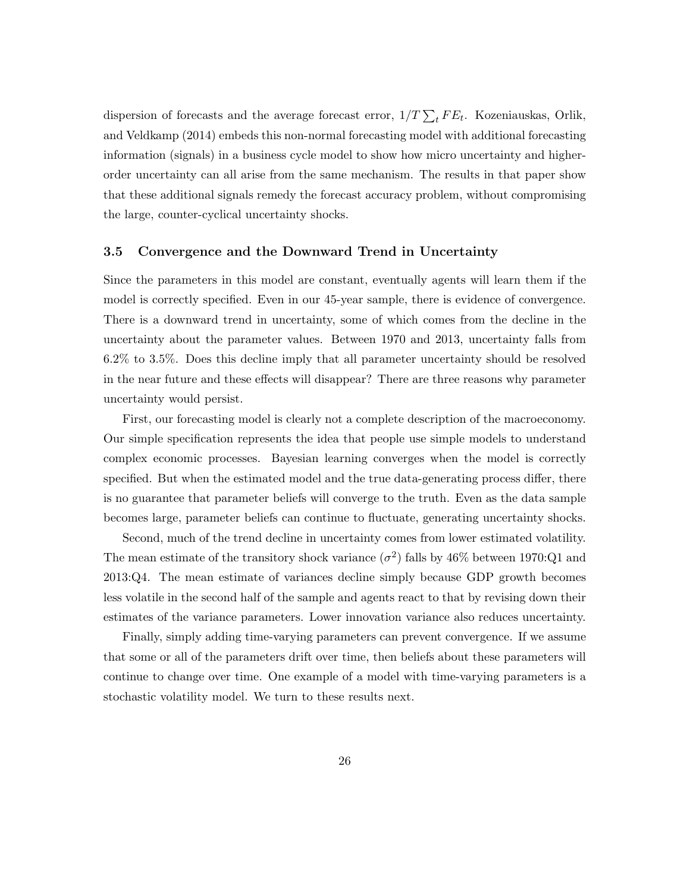dispersion of forecasts and the average forecast error, $1/T \sum_t FE_t$. Kozeniauskas, Orlik, and Veldkamp (2014) embeds this non-normal forecasting model with additional forecasting information (signals) in a business cycle model to show how micro uncertainty and higher-order uncertainty can all arise from the same mechanism. The results in that paper show that these additional signals remedy the forecast accuracy problem, without compromising the large, counter-cyclical uncertainty shocks.

### 3.5 Convergence and the Downward Trend in Uncertainty

Since the parameters in this model are constant, eventually agents will learn them if the model is correctly specified. Even in our 45-year sample, there is evidence of convergence. There is a downward trend in uncertainty, some of which comes from the decline in the uncertainty about the parameter values. Between 1970 and 2013, uncertainty falls from 6.2% to 3.5%. Does this decline imply that all parameter uncertainty should be resolved in the near future and these effects will disappear? There are three reasons why parameter uncertainty would persist.

First, our forecasting model is clearly not a complete description of the macroeconomy. Our simple specification represents the idea that people use simple models to understand complex economic processes. Bayesian learning converges when the model is correctly specified. But when the estimated model and the true data-generating process differ, there is no guarantee that parameter beliefs will converge to the truth. Even as the data sample becomes large, parameter beliefs can continue to fluctuate, generating uncertainty shocks.

Second, much of the trend decline in uncertainty comes from lower estimated volatility. The mean estimate of the transitory shock variance ($\sigma^2$) falls by 46% between 1970:Q1 and 2013:Q4. The mean estimate of variances decline simply because GDP growth becomes less volatile in the second half of the sample and agents react to that by revising down their estimates of the variance parameters. Lower innovation variance also reduces uncertainty.

Finally, simply adding time-varying parameters can prevent convergence. If we assume that some or all of the parameters drift over time, then beliefs about these parameters will continue to change over time. One example of a model with time-varying parameters is a stochastic volatility model. We turn to these results next.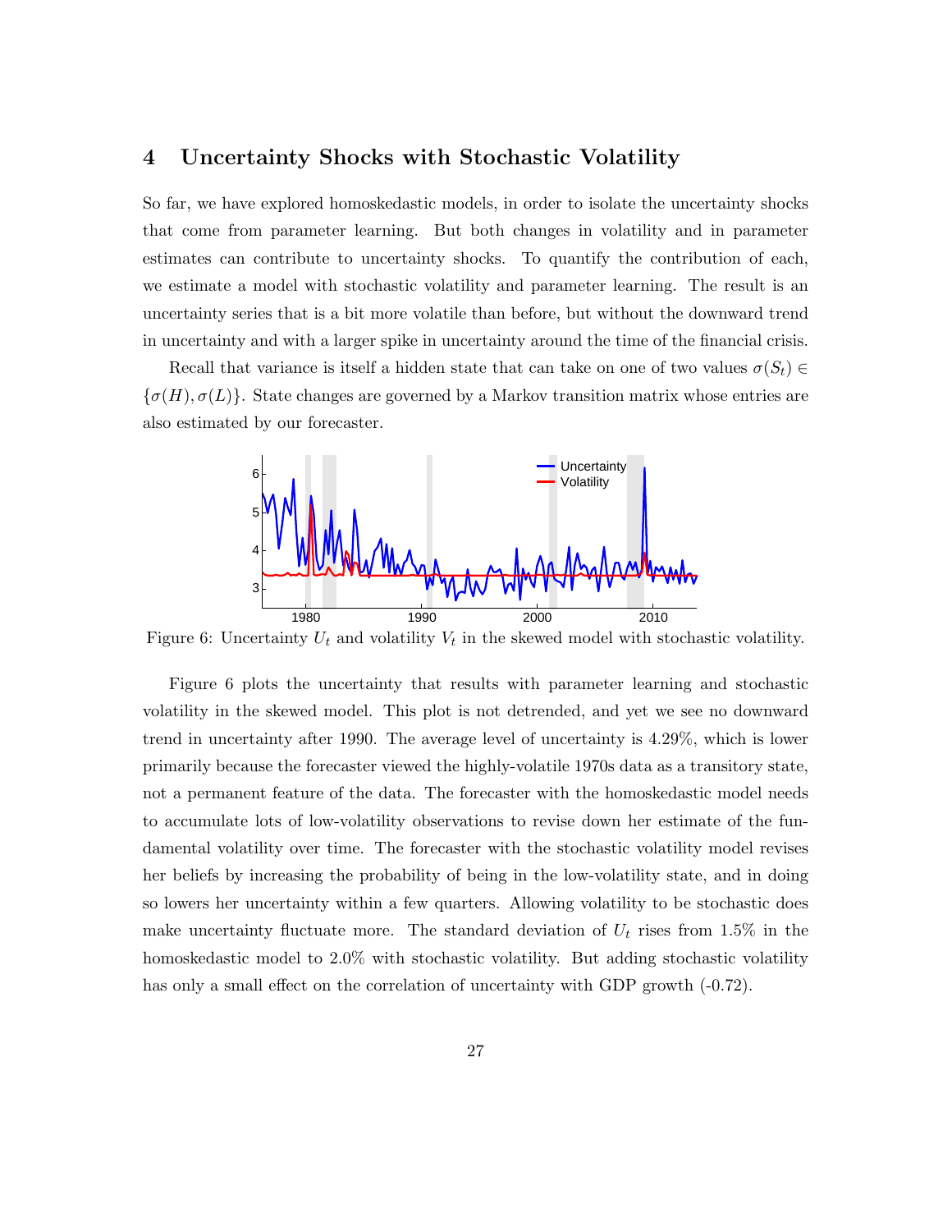## 4 Uncertainty Shocks with Stochastic Volatility

So far, we have explored homoskedastic models, in order to isolate the uncertainty shocks that come from parameter learning. But both changes in volatility and in parameter estimates can contribute to uncertainty shocks. To quantify the contribution of each, we estimate a model with stochastic volatility and parameter learning. The result is an uncertainty series that is a bit more volatile than before, but without the downward trend in uncertainty and with a larger spike in uncertainty around the time of the financial crisis.

Recall that variance is itself a hidden state that can take on one of two values $\sigma(S_t) \in \{\sigma(H), \sigma(L)\}$. State changes are governed by a Markov transition matrix whose entries are also estimated by our forecaster.

Figure 6: Uncertainty $U_t$ and volatility $V_t$ in the skewed model with stochastic volatility.

Figure 6 plots the uncertainty that results with parameter learning and stochastic volatility in the skewed model. This plot is not detrended, and yet we see no downward trend in uncertainty after 1990. The average level of uncertainty is 4.29%, which is lower primarily because the forecaster viewed the highly-volatile 1970s data as a transitory state, not a permanent feature of the data. The forecaster with the homoskedastic model needs to accumulate lots of low-volatility observations to revise down her estimate of the fundamental volatility over time. The forecaster with the stochastic volatility model revises her beliefs by increasing the probability of being in the low-volatility state, and in doing so lowers her uncertainty within a few quarters. Allowing volatility to be stochastic does make uncertainty fluctuate more. The standard deviation of $U_t$ rises from 1.5% in the homoskedastic model to 2.0% with stochastic volatility. But adding stochastic volatility has only a small effect on the correlation of uncertainty with GDP growth (-0.72).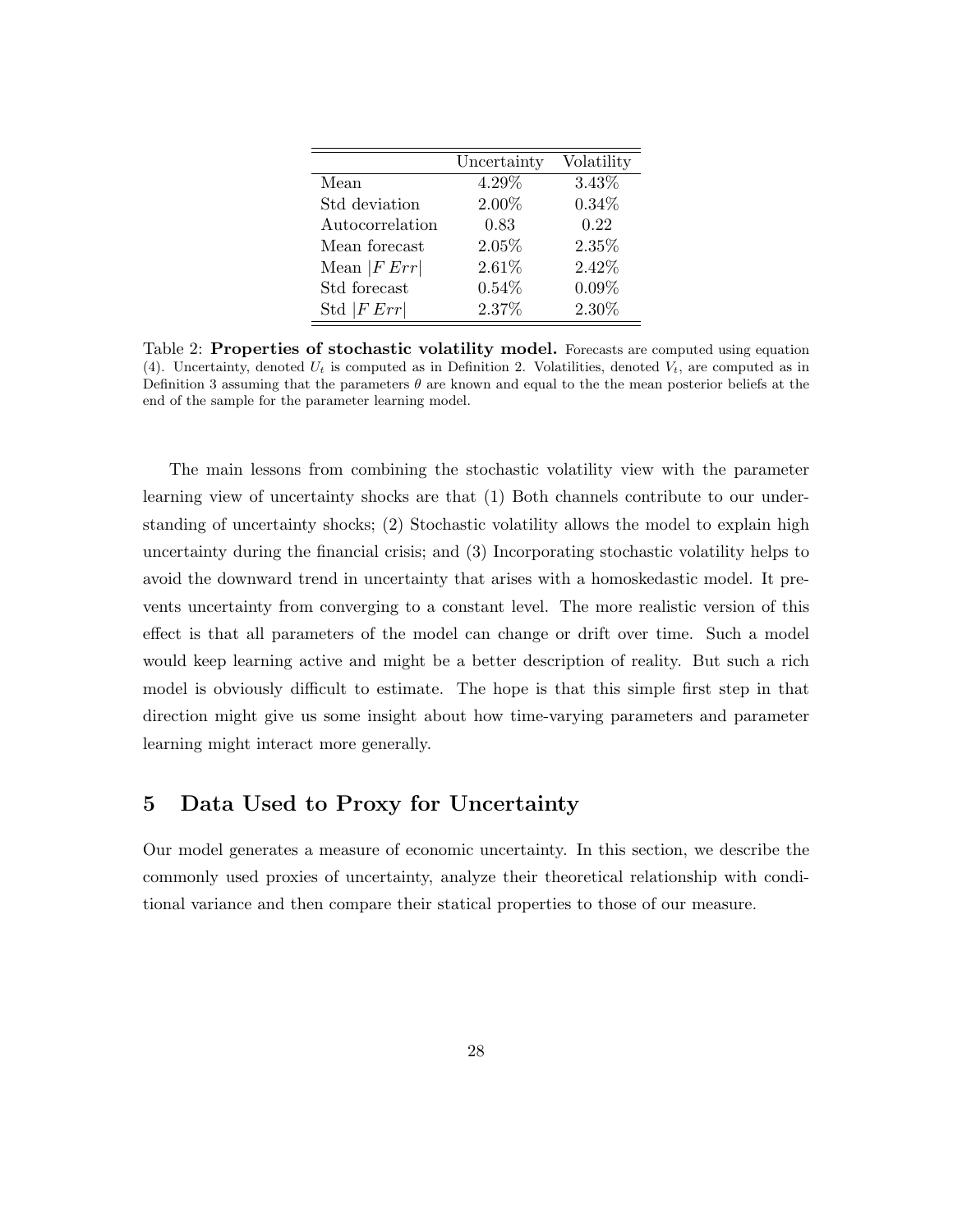| | Uncertainty | Volatility |
|---|---|---|
| Mean | 4.29% | 3.43% |
| Std deviation | 2.00% | 0.34% |
| Autocorrelation | 0.83 | 0.22 |
| Mean forecast | 2.05% | 2.35% |
| Mean $\|F\,Err\|$ | 2.61% | 2.42% |
| Std forecast | 0.54% | 0.09% |
| Std $\|F\,Err\|$ | 2.37% | 2.30% |

Table 2: **Properties of stochastic volatility model.** Forecasts are computed using equation (4). Uncertainty, denoted $U_t$ is computed as in Definition 2. Volatilities, denoted $V_t$, are computed as in Definition 3 assuming that the parameters $\theta$ are known and equal to the the mean posterior beliefs at the end of the sample for the parameter learning model.

The main lessons from combining the stochastic volatility view with the parameter learning view of uncertainty shocks are that (1) Both channels contribute to our understanding of uncertainty shocks; (2) Stochastic volatility allows the model to explain high uncertainty during the financial crisis; and (3) Incorporating stochastic volatility helps to avoid the downward trend in uncertainty that arises with a homoskedastic model. It prevents uncertainty from converging to a constant level. The more realistic version of this effect is that all parameters of the model can change or drift over time. Such a model would keep learning active and might be a better description of reality. But such a rich model is obviously difficult to estimate. The hope is that this simple first step in that direction might give us some insight about how time-varying parameters and parameter learning might interact more generally.

## 5 Data Used to Proxy for Uncertainty

Our model generates a measure of economic uncertainty. In this section, we describe the commonly used proxies of uncertainty, analyze their theoretical relationship with conditional variance and then compare their statical properties to those of our measure.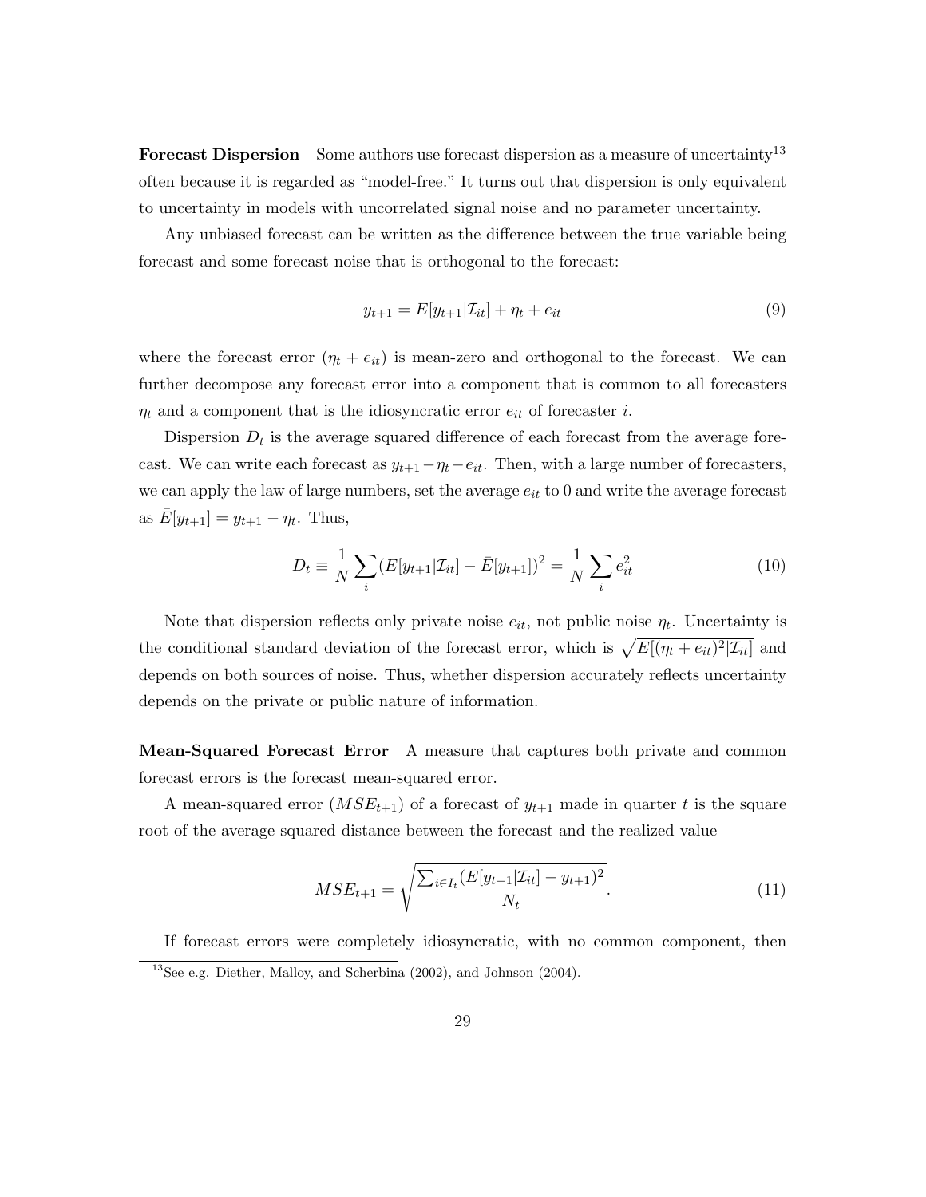**Forecast Dispersion** Some authors use forecast dispersion as a measure of uncertainty[13] often because it is regarded as "model-free." It turns out that dispersion is only equivalent to uncertainty in models with uncorrelated signal noise and no parameter uncertainty.

Any unbiased forecast can be written as the difference between the true variable being forecast and some forecast noise that is orthogonal to the forecast:

$$y_{t+1} = E[y_{t+1}|\mathcal{I}_{it}] + \eta_t + e_{it} \tag{9}$$

where the forecast error $(\eta_t + e_{it})$ is mean-zero and orthogonal to the forecast. We can further decompose any forecast error into a component that is common to all forecasters $\eta_t$ and a component that is the idiosyncratic error $e_{it}$ of forecaster $i$.

Dispersion $D_t$ is the average squared difference of each forecast from the average forecast. We can write each forecast as $y_{t+1} - \eta_t - e_{it}$. Then, with a large number of forecasters, we can apply the law of large numbers, set the average $e_{it}$ to 0 and write the average forecast as $\bar{E}[y_{t+1}] = y_{t+1} - \eta_t$. Thus,

$$D_t \equiv \frac{1}{N} \sum_i (E[y_{t+1}|\mathcal{I}_{it}] - \bar{E}[y_{t+1}])^2 = \frac{1}{N} \sum_i e_{it}^2 \tag{10}$$

Note that dispersion reflects only private noise $e_{it}$, not public noise $\eta_t$. Uncertainty is the conditional standard deviation of the forecast error, which is $\sqrt{E[(\eta_t + e_{it})^2|\mathcal{I}_{it}]}$ and depends on both sources of noise. Thus, whether dispersion accurately reflects uncertainty depends on the private or public nature of information.

**Mean-Squared Forecast Error** A measure that captures both private and common forecast errors is the forecast mean-squared error.

A mean-squared error ($MSE_{t+1}$) of a forecast of $y_{t+1}$ made in quarter $t$ is the square root of the average squared distance between the forecast and the realized value

$$MSE_{t+1} = \sqrt{\frac{\sum_{i \in I_t} (E[y_{t+1}|\mathcal{I}_{it}] - y_{t+1})^2}{N_t}}. \tag{11}$$

If forecast errors were completely idiosyncratic, with no common component, then

[13] See e.g. Diether, Malloy, and Scherbina (2002), and Johnson (2004).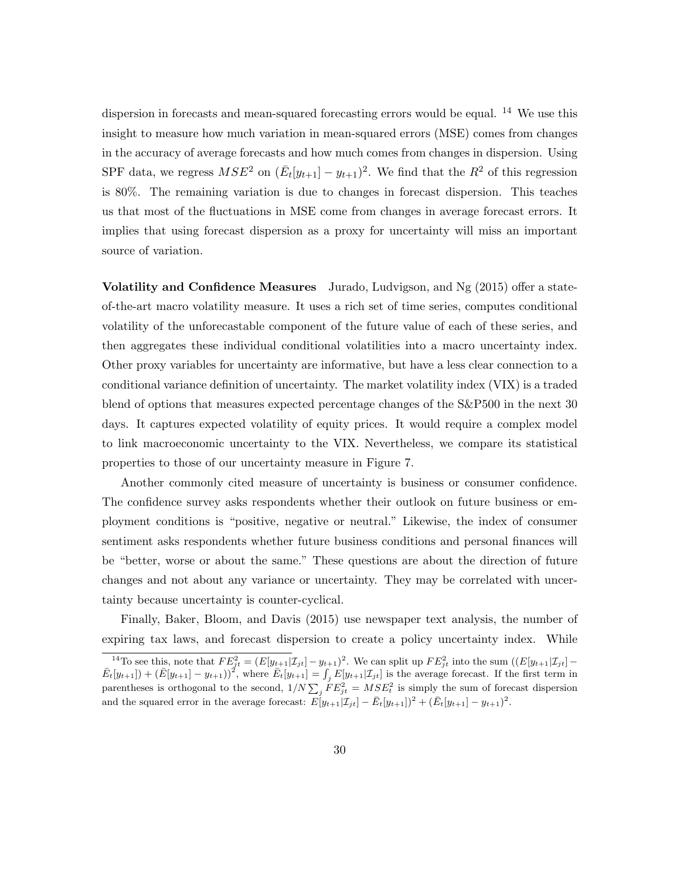dispersion in forecasts and mean-squared forecasting errors would be equal. [14] We use this insight to measure how much variation in mean-squared errors (MSE) comes from changes in the accuracy of average forecasts and how much comes from changes in dispersion. Using SPF data, we regress $MSE^2$ on $(\bar{E}_t[y_{t+1}] - y_{t+1})^2$. We find that the $R^2$ of this regression is 80%. The remaining variation is due to changes in forecast dispersion. This teaches us that most of the fluctuations in MSE come from changes in average forecast errors. It implies that using forecast dispersion as a proxy for uncertainty will miss an important source of variation.

**Volatility and Confidence Measures** Jurado, Ludvigson, and Ng (2015) offer a state-of-the-art macro volatility measure. It uses a rich set of time series, computes conditional volatility of the unforecastable component of the future value of each of these series, and then aggregates these individual conditional volatilities into a macro uncertainty index. Other proxy variables for uncertainty are informative, but have a less clear connection to a conditional variance definition of uncertainty. The market volatility index (VIX) is a traded blend of options that measures expected percentage changes of the S&P500 in the next 30 days. It captures expected volatility of equity prices. It would require a complex model to link macroeconomic uncertainty to the VIX. Nevertheless, we compare its statistical properties to those of our uncertainty measure in Figure 7.

Another commonly cited measure of uncertainty is business or consumer confidence. The confidence survey asks respondents whether their outlook on future business or employment conditions is "positive, negative or neutral." Likewise, the index of consumer sentiment asks respondents whether future business conditions and personal finances will be "better, worse or about the same." These questions are about the direction of future changes and not about any variance or uncertainty. They may be correlated with uncertainty because uncertainty is counter-cyclical.

Finally, Baker, Bloom, and Davis (2015) use newspaper text analysis, the number of expiring tax laws, and forecast dispersion to create a policy uncertainty index. While

[14] To see this, note that $FE_{jt}^2 = (E[y_{t+1}|\mathcal{I}_{jt}] - y_{t+1})^2$. We can split up $FE_{jt}^2$ into the sum $((E[y_{t+1}|\mathcal{I}_{jt}] - \bar{E}_t[y_{t+1}]) + (\bar{E}[y_{t+1}] - y_{t+1}))^2$, where $\bar{E}_t[y_{t+1}] = \int_j E[y_{t+1}|\mathcal{I}_{jt}]$ is the average forecast. If the first term in parentheses is orthogonal to the second, $1/N \sum_j FE_{jt}^2 = MSE_t^2$ is simply the sum of forecast dispersion and the squared error in the average forecast: $E[y_{t+1}|\mathcal{I}_{jt}] - \bar{E}_t[y_{t+1}])^2 + (\bar{E}_t[y_{t+1}] - y_{t+1})^2$.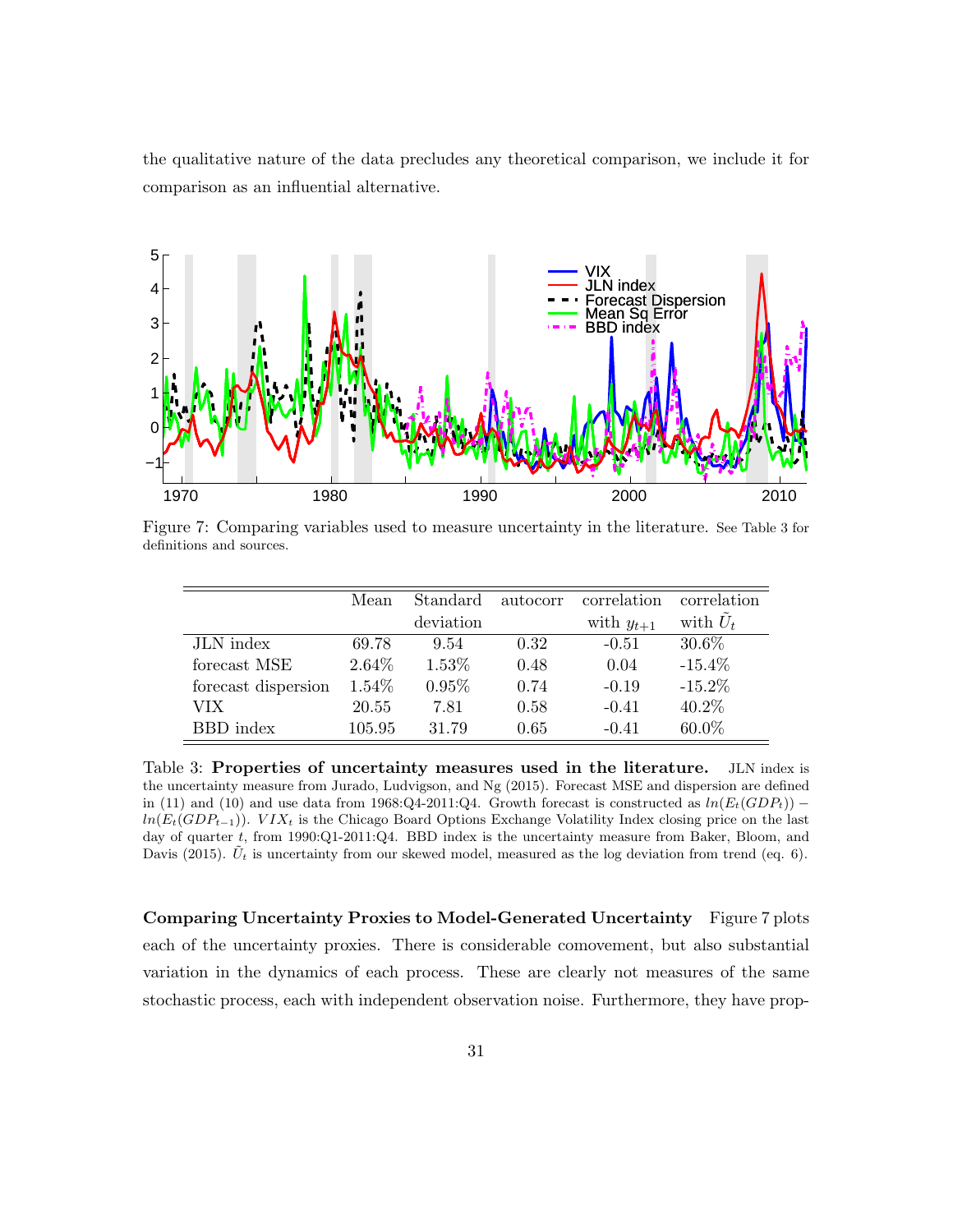the qualitative nature of the data precludes any theoretical comparison, we include it for comparison as an influential alternative.

Figure 7: Comparing variables used to measure uncertainty in the literature. See Table 3 for definitions and sources.

| | Mean | Standard deviation | autocorr | correlation with $y_{t+1}$ | correlation with $\tilde{U}_t$ |
|---|---|---|---|---|---|
| JLN index | 69.78 | 9.54 | 0.32 | -0.51 | 30.6% |
| forecast MSE | 2.64% | 1.53% | 0.48 | 0.04 | -15.4% |
| forecast dispersion | 1.54% | 0.95% | 0.74 | -0.19 | -15.2% |
| VIX | 20.55 | 7.81 | 0.58 | -0.41 | 40.2% |
| BBD index | 105.95 | 31.79 | 0.65 | -0.41 | 60.0% |

Table 3: **Properties of uncertainty measures used in the literature.** JLN index is the uncertainty measure from Jurado, Ludvigson, and Ng (2015). Forecast MSE and dispersion are defined in (11) and (10) and use data from 1968:Q4-2011:Q4. Growth forecast is constructed as $ln(E_t(GDP_t)) - ln(E_t(GDP_{t-1}))$. $VIX_t$ is the Chicago Board Options Exchange Volatility Index closing price on the last day of quarter $t$, from 1990:Q1-2011:Q4. BBD index is the uncertainty measure from Baker, Bloom, and Davis (2015). $\tilde{U}_t$ is uncertainty from our skewed model, measured as the log deviation from trend (eq. 6).

**Comparing Uncertainty Proxies to Model-Generated Uncertainty** Figure 7 plots each of the uncertainty proxies. There is considerable comovement, but also substantial variation in the dynamics of each process. These are clearly not measures of the same stochastic process, each with independent observation noise. Furthermore, they have prop-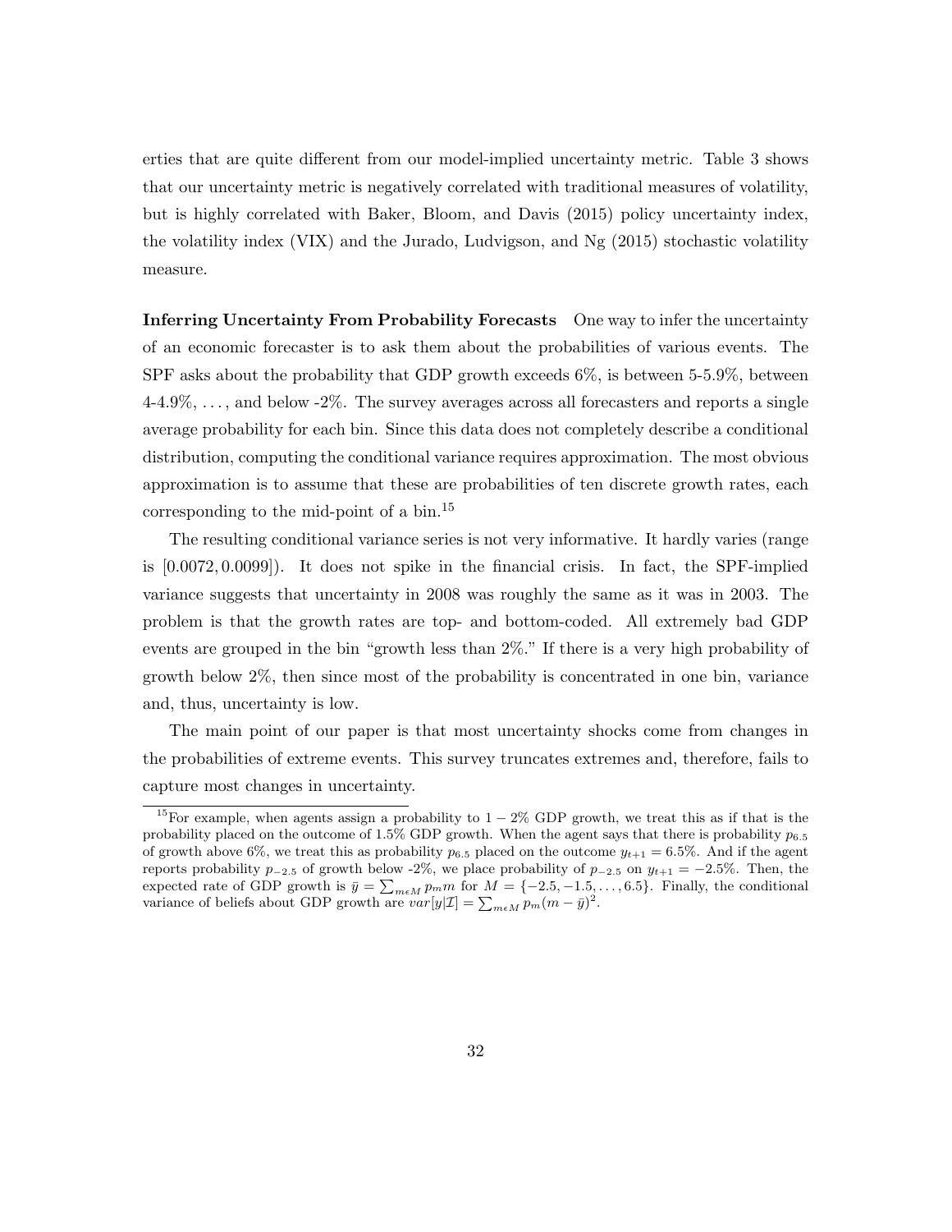erties that are quite different from our model-implied uncertainty metric. Table 3 shows that our uncertainty metric is negatively correlated with traditional measures of volatility, but is highly correlated with Baker, Bloom, and Davis (2015) policy uncertainty index, the volatility index (VIX) and the Jurado, Ludvigson, and Ng (2015) stochastic volatility measure.

**Inferring Uncertainty From Probability Forecasts** One way to infer the uncertainty of an economic forecaster is to ask them about the probabilities of various events. The SPF asks about the probability that GDP growth exceeds 6%, is between 5-5.9%, between 4-4.9%, ..., and below -2%. The survey averages across all forecasters and reports a single average probability for each bin. Since this data does not completely describe a conditional distribution, computing the conditional variance requires approximation. The most obvious approximation is to assume that these are probabilities of ten discrete growth rates, each corresponding to the mid-point of a bin.[15]

The resulting conditional variance series is not very informative. It hardly varies (range is $[0.0072, 0.0099]$). It does not spike in the financial crisis. In fact, the SPF-implied variance suggests that uncertainty in 2008 was roughly the same as it was in 2003. The problem is that the growth rates are top- and bottom-coded. All extremely bad GDP events are grouped in the bin "growth less than 2%." If there is a very high probability of growth below 2%, then since most of the probability is concentrated in one bin, variance and, thus, uncertainty is low.

The main point of our paper is that most uncertainty shocks come from changes in the probabilities of extreme events. This survey truncates extremes and, therefore, fails to capture most changes in uncertainty.

[15] For example, when agents assign a probability to $1-2\%$ GDP growth, we treat this as if that is the probability placed on the outcome of 1.5% GDP growth. When the agent says that there is probability $p_{6.5}$ of growth above 6%, we treat this as probability $p_{6.5}$ placed on the outcome $y_{t+1} = 6.5\%$. And if the agent reports probability $p_{-2.5}$ of growth below -2%, we place probability of $p_{-2.5}$ on $y_{t+1} = -2.5\%$. Then, the expected rate of GDP growth is $\bar{y} = \sum_{m \epsilon M} p_m m$ for $M = \{-2.5, -1.5, \ldots, 6.5\}$. Finally, the conditional variance of beliefs about GDP growth are $var[y|\mathcal{I}] = \sum_{m \epsilon M} p_m (m - \bar{y})^2$.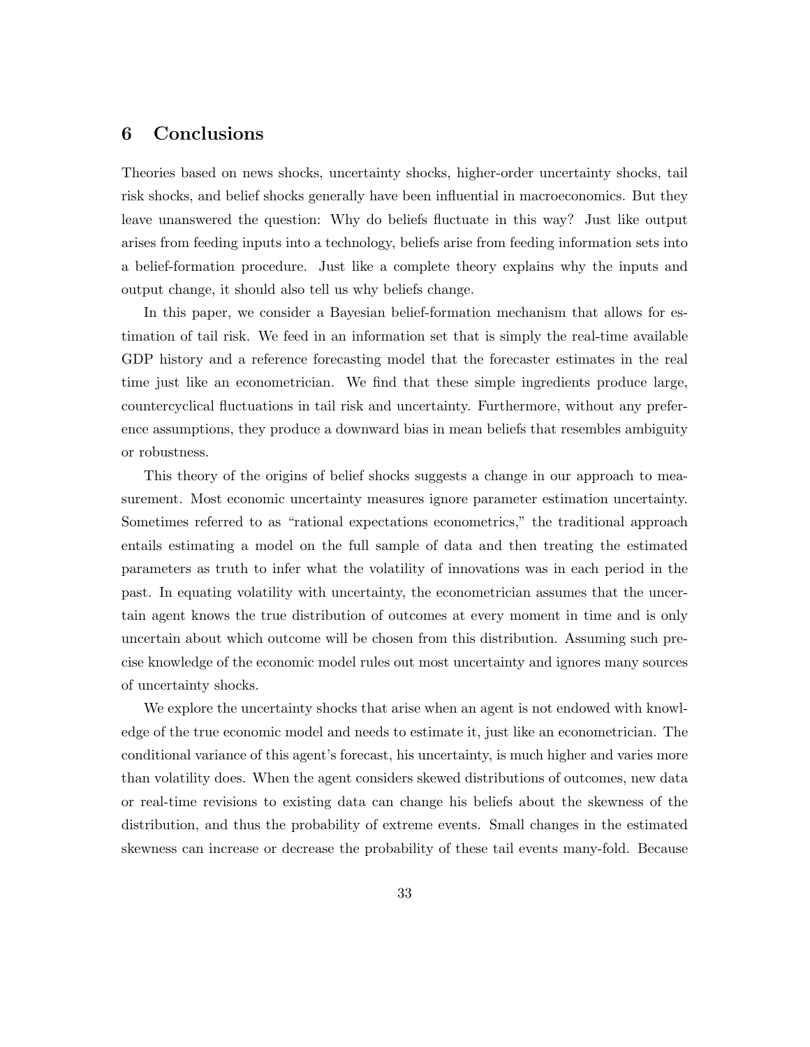## 6 Conclusions

Theories based on news shocks, uncertainty shocks, higher-order uncertainty shocks, tail risk shocks, and belief shocks generally have been influential in macroeconomics. But they leave unanswered the question: Why do beliefs fluctuate in this way? Just like output arises from feeding inputs into a technology, beliefs arise from feeding information sets into a belief-formation procedure. Just like a complete theory explains why the inputs and output change, it should also tell us why beliefs change.

In this paper, we consider a Bayesian belief-formation mechanism that allows for estimation of tail risk. We feed in an information set that is simply the real-time available GDP history and a reference forecasting model that the forecaster estimates in the real time just like an econometrician. We find that these simple ingredients produce large, countercyclical fluctuations in tail risk and uncertainty. Furthermore, without any preference assumptions, they produce a downward bias in mean beliefs that resembles ambiguity or robustness.

This theory of the origins of belief shocks suggests a change in our approach to measurement. Most economic uncertainty measures ignore parameter estimation uncertainty. Sometimes referred to as "rational expectations econometrics," the traditional approach entails estimating a model on the full sample of data and then treating the estimated parameters as truth to infer what the volatility of innovations was in each period in the past. In equating volatility with uncertainty, the econometrician assumes that the uncertain agent knows the true distribution of outcomes at every moment in time and is only uncertain about which outcome will be chosen from this distribution. Assuming such precise knowledge of the economic model rules out most uncertainty and ignores many sources of uncertainty shocks.

We explore the uncertainty shocks that arise when an agent is not endowed with knowledge of the true economic model and needs to estimate it, just like an econometrician. The conditional variance of this agent's forecast, his uncertainty, is much higher and varies more than volatility does. When the agent considers skewed distributions of outcomes, new data or real-time revisions to existing data can change his beliefs about the skewness of the distribution, and thus the probability of extreme events. Small changes in the estimated skewness can increase or decrease the probability of these tail events many-fold. Because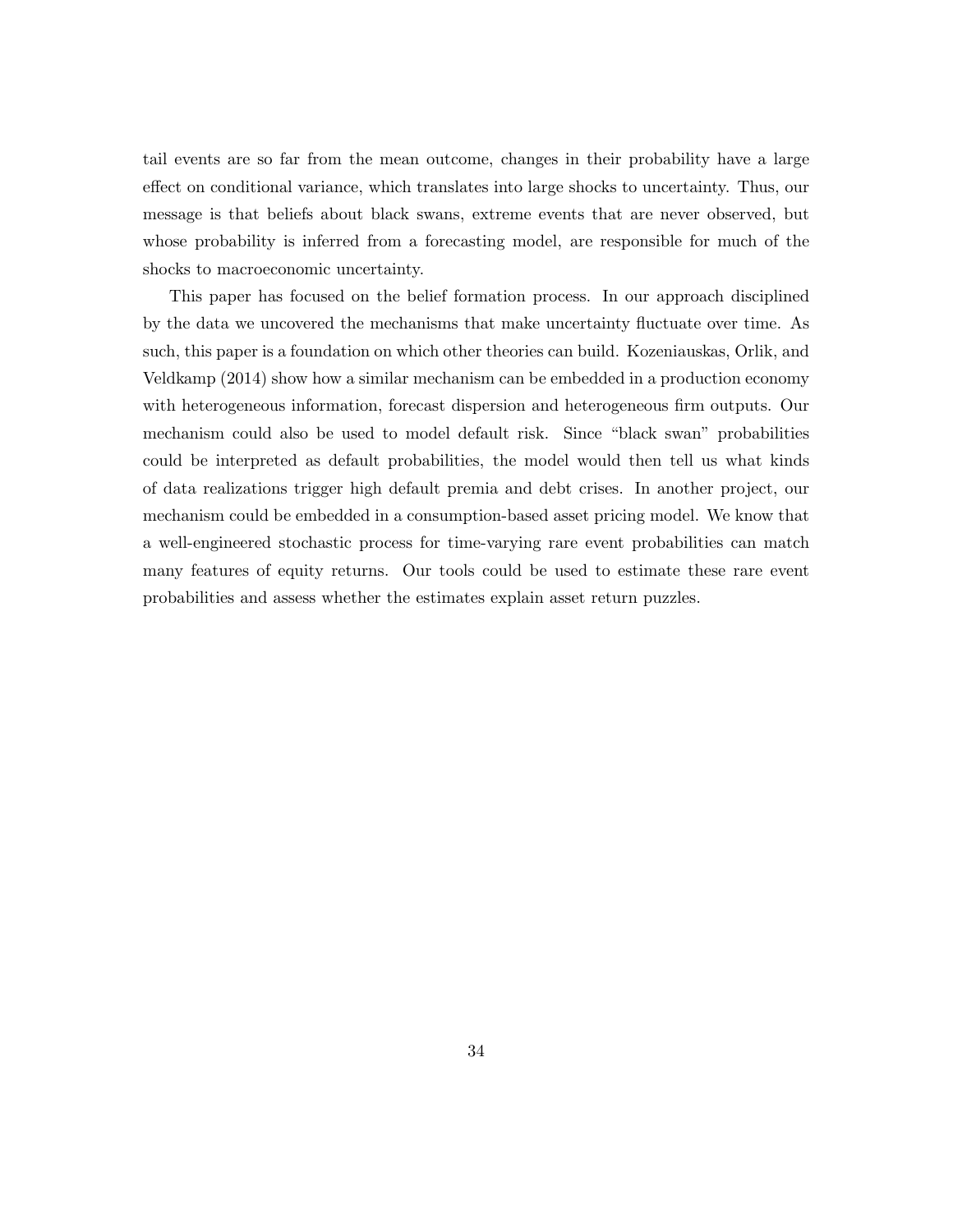tail events are so far from the mean outcome, changes in their probability have a large effect on conditional variance, which translates into large shocks to uncertainty. Thus, our message is that beliefs about black swans, extreme events that are never observed, but whose probability is inferred from a forecasting model, are responsible for much of the shocks to macroeconomic uncertainty.

This paper has focused on the belief formation process. In our approach disciplined by the data we uncovered the mechanisms that make uncertainty fluctuate over time. As such, this paper is a foundation on which other theories can build. Kozeniauskas, Orlik, and Veldkamp (2014) show how a similar mechanism can be embedded in a production economy with heterogeneous information, forecast dispersion and heterogeneous firm outputs. Our mechanism could also be used to model default risk. Since "black swan" probabilities could be interpreted as default probabilities, the model would then tell us what kinds of data realizations trigger high default premia and debt crises. In another project, our mechanism could be embedded in a consumption-based asset pricing model. We know that a well-engineered stochastic process for time-varying rare event probabilities can match many features of equity returns. Our tools could be used to estimate these rare event probabilities and assess whether the estimates explain asset return puzzles.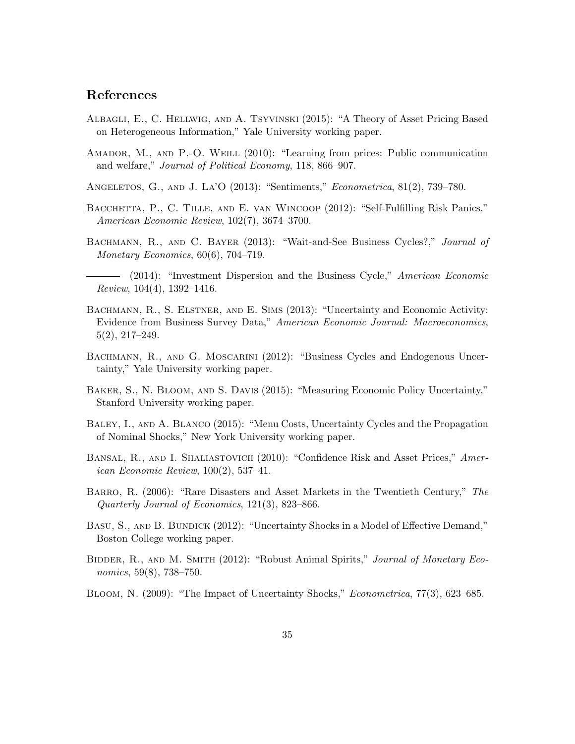## References

Albagli, E., C. Hellwig, and A. Tsyvinski (2015): "A Theory of Asset Pricing Based on Heterogeneous Information," Yale University working paper.

Amador, M., and P.-O. Weill (2010): "Learning from prices: Public communication and welfare," *Journal of Political Economy*, 118, 866–907.

Angeletos, G., and J. La'O (2013): "Sentiments," *Econometrica*, 81(2), 739–780.

Bacchetta, P., C. Tille, and E. van Wincoop (2012): "Self-Fulfilling Risk Panics," *American Economic Review*, 102(7), 3674–3700.

Bachmann, R., and C. Bayer (2013): "Wait-and-See Business Cycles?," *Journal of Monetary Economics*, 60(6), 704–719.

——— (2014): "Investment Dispersion and the Business Cycle," *American Economic Review*, 104(4), 1392–1416.

Bachmann, R., S. Elstner, and E. Sims (2013): "Uncertainty and Economic Activity: Evidence from Business Survey Data," *American Economic Journal: Macroeconomics*, 5(2), 217–249.

Bachmann, R., and G. Moscarini (2012): "Business Cycles and Endogenous Uncertainty," Yale University working paper.

Baker, S., N. Bloom, and S. Davis (2015): "Measuring Economic Policy Uncertainty," Stanford University working paper.

Baley, I., and A. Blanco (2015): "Menu Costs, Uncertainty Cycles and the Propagation of Nominal Shocks," New York University working paper.

Bansal, R., and I. Shaliastovich (2010): "Confidence Risk and Asset Prices," *American Economic Review*, 100(2), 537–41.

Barro, R. (2006): "Rare Disasters and Asset Markets in the Twentieth Century," *The Quarterly Journal of Economics*, 121(3), 823–866.

Basu, S., and B. Bundick (2012): "Uncertainty Shocks in a Model of Effective Demand," Boston College working paper.

Bidder, R., and M. Smith (2012): "Robust Animal Spirits," *Journal of Monetary Economics*, 59(8), 738–750.

Bloom, N. (2009): "The Impact of Uncertainty Shocks," *Econometrica*, 77(3), 623–685.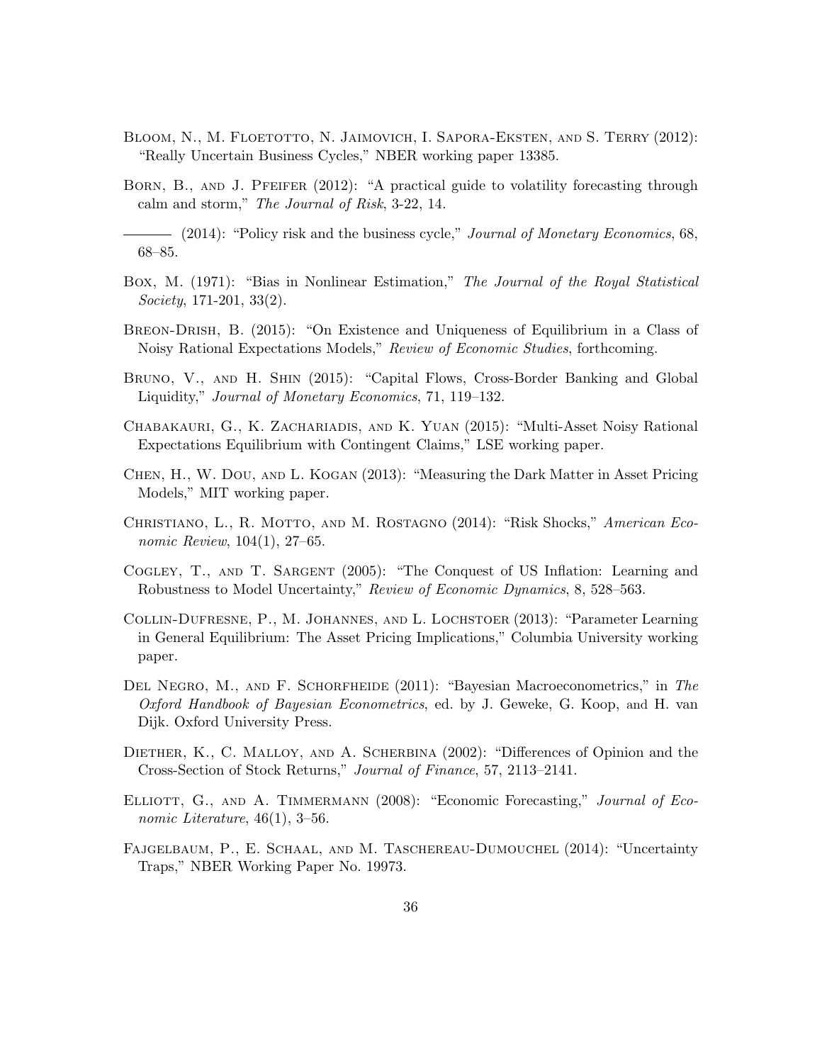Bloom, N., M. Floetotto, N. Jaimovich, I. Sapora-Eksten, and S. Terry (2012): "Really Uncertain Business Cycles," NBER working paper 13385.

Born, B., and J. Pfeifer (2012): "A practical guide to volatility forecasting through calm and storm," *The Journal of Risk*, 3-22, 14.

——— (2014): "Policy risk and the business cycle," *Journal of Monetary Economics*, 68, 68–85.

Box, M. (1971): "Bias in Nonlinear Estimation," *The Journal of the Royal Statistical Society*, 171-201, 33(2).

Breon-Drish, B. (2015): "On Existence and Uniqueness of Equilibrium in a Class of Noisy Rational Expectations Models," *Review of Economic Studies*, forthcoming.

Bruno, V., and H. Shin (2015): "Capital Flows, Cross-Border Banking and Global Liquidity," *Journal of Monetary Economics*, 71, 119–132.

Chabakauri, G., K. Zachariadis, and K. Yuan (2015): "Multi-Asset Noisy Rational Expectations Equilibrium with Contingent Claims," LSE working paper.

Chen, H., W. Dou, and L. Kogan (2013): "Measuring the Dark Matter in Asset Pricing Models," MIT working paper.

Christiano, L., R. Motto, and M. Rostagno (2014): "Risk Shocks," *American Economic Review*, 104(1), 27–65.

Cogley, T., and T. Sargent (2005): "The Conquest of US Inflation: Learning and Robustness to Model Uncertainty," *Review of Economic Dynamics*, 8, 528–563.

Collin-Dufresne, P., M. Johannes, and L. Lochstoer (2013): "Parameter Learning in General Equilibrium: The Asset Pricing Implications," Columbia University working paper.

Del Negro, M., and F. Schorfheide (2011): "Bayesian Macroeconometrics," in *The Oxford Handbook of Bayesian Econometrics*, ed. by J. Geweke, G. Koop, and H. van Dijk. Oxford University Press.

Diether, K., C. Malloy, and A. Scherbina (2002): "Differences of Opinion and the Cross-Section of Stock Returns," *Journal of Finance*, 57, 2113–2141.

Elliott, G., and A. Timmermann (2008): "Economic Forecasting," *Journal of Economic Literature*, 46(1), 3–56.

Fajgelbaum, P., E. Schaal, and M. Taschereau-Dumouchel (2014): "Uncertainty Traps," NBER Working Paper No. 19973.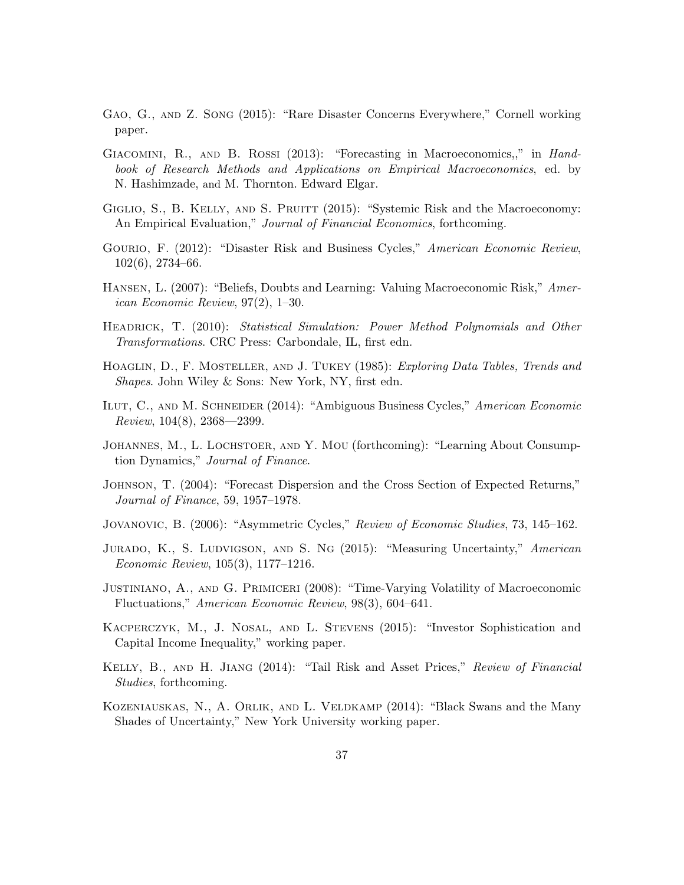Gao, G., and Z. Song (2015): "Rare Disaster Concerns Everywhere," Cornell working paper.

Giacomini, R., and B. Rossi (2013): "Forecasting in Macroeconomics,," in *Handbook of Research Methods and Applications on Empirical Macroeconomics*, ed. by N. Hashimzade, and M. Thornton. Edward Elgar.

Giglio, S., B. Kelly, and S. Pruitt (2015): "Systemic Risk and the Macroeconomy: An Empirical Evaluation," *Journal of Financial Economics*, forthcoming.

Gourio, F. (2012): "Disaster Risk and Business Cycles," *American Economic Review*, 102(6), 2734–66.

Hansen, L. (2007): "Beliefs, Doubts and Learning: Valuing Macroeconomic Risk," *American Economic Review*, 97(2), 1–30.

Headrick, T. (2010): *Statistical Simulation: Power Method Polynomials and Other Transformations*. CRC Press: Carbondale, IL, first edn.

Hoaglin, D., F. Mosteller, and J. Tukey (1985): *Exploring Data Tables, Trends and Shapes*. John Wiley & Sons: New York, NY, first edn.

Ilut, C., and M. Schneider (2014): "Ambiguous Business Cycles," *American Economic Review*, 104(8), 2368—2399.

Johannes, M., L. Lochstoer, and Y. Mou (forthcoming): "Learning About Consumption Dynamics," *Journal of Finance*.

Johnson, T. (2004): "Forecast Dispersion and the Cross Section of Expected Returns," *Journal of Finance*, 59, 1957–1978.

Jovanovic, B. (2006): "Asymmetric Cycles," *Review of Economic Studies*, 73, 145–162.

Jurado, K., S. Ludvigson, and S. Ng (2015): "Measuring Uncertainty," *American Economic Review*, 105(3), 1177–1216.

Justiniano, A., and G. Primiceri (2008): "Time-Varying Volatility of Macroeconomic Fluctuations," *American Economic Review*, 98(3), 604–641.

Kacperczyk, M., J. Nosal, and L. Stevens (2015): "Investor Sophistication and Capital Income Inequality," working paper.

Kelly, B., and H. Jiang (2014): "Tail Risk and Asset Prices," *Review of Financial Studies*, forthcoming.

Kozeniauskas, N., A. Orlik, and L. Veldkamp (2014): "Black Swans and the Many Shades of Uncertainty," New York University working paper.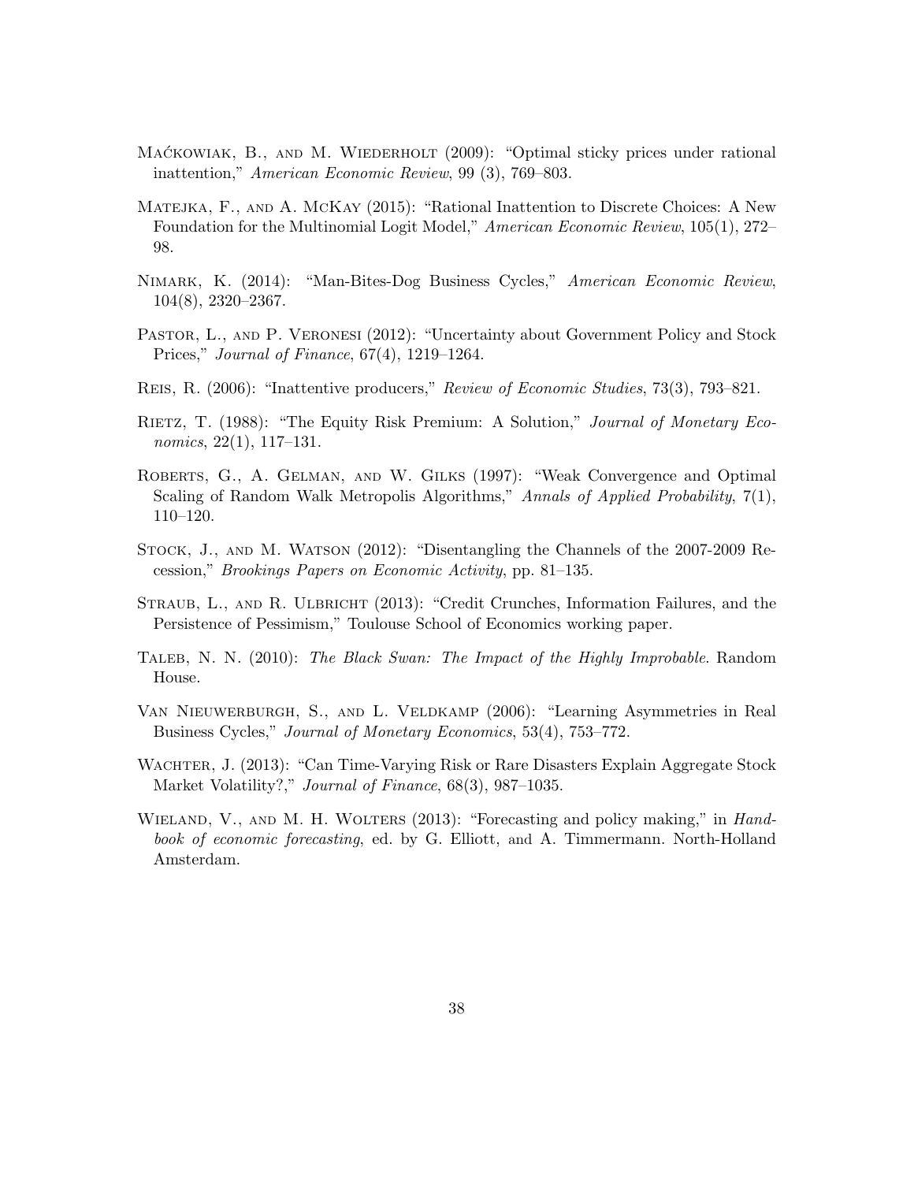Maćkowiak, B., and M. Wiederholt (2009): "Optimal sticky prices under rational inattention," *American Economic Review*, 99 (3), 769–803.

Matejka, F., and A. McKay (2015): "Rational Inattention to Discrete Choices: A New Foundation for the Multinomial Logit Model," *American Economic Review*, 105(1), 272–98.

Nimark, K. (2014): "Man-Bites-Dog Business Cycles," *American Economic Review*, 104(8), 2320–2367.

Pastor, L., and P. Veronesi (2012): "Uncertainty about Government Policy and Stock Prices," *Journal of Finance*, 67(4), 1219–1264.

Reis, R. (2006): "Inattentive producers," *Review of Economic Studies*, 73(3), 793–821.

Rietz, T. (1988): "The Equity Risk Premium: A Solution," *Journal of Monetary Economics*, 22(1), 117–131.

Roberts, G., A. Gelman, and W. Gilks (1997): "Weak Convergence and Optimal Scaling of Random Walk Metropolis Algorithms," *Annals of Applied Probability*, 7(1), 110–120.

Stock, J., and M. Watson (2012): "Disentangling the Channels of the 2007-2009 Recession," *Brookings Papers on Economic Activity*, pp. 81–135.

Straub, L., and R. Ulbricht (2013): "Credit Crunches, Information Failures, and the Persistence of Pessimism," Toulouse School of Economics working paper.

Taleb, N. N. (2010): *The Black Swan: The Impact of the Highly Improbable*. Random House.

Van Nieuwerburgh, S., and L. Veldkamp (2006): "Learning Asymmetries in Real Business Cycles," *Journal of Monetary Economics*, 53(4), 753–772.

Wachter, J. (2013): "Can Time-Varying Risk or Rare Disasters Explain Aggregate Stock Market Volatility?," *Journal of Finance*, 68(3), 987–1035.

Wieland, V., and M. H. Wolters (2013): "Forecasting and policy making," in *Handbook of economic forecasting*, ed. by G. Elliott, and A. Timmermann. North-Holland Amsterdam.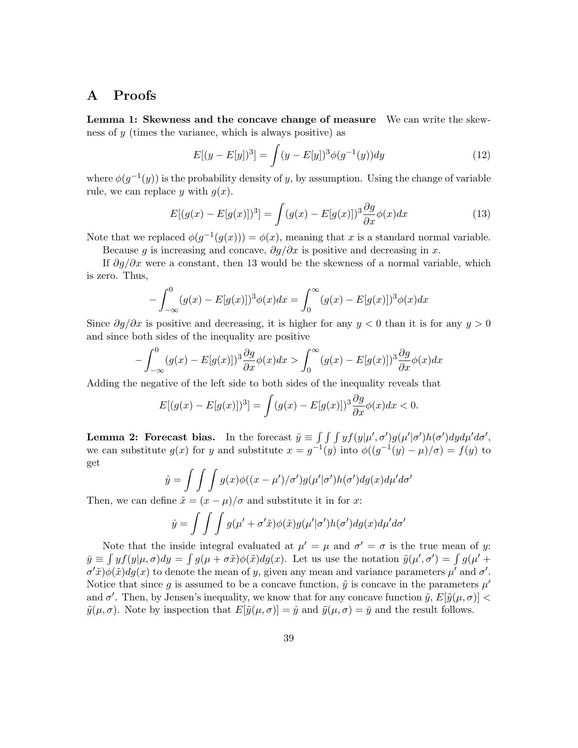# A Proofs

**Lemma 1: Skewness and the concave change of measure** We can write the skewness of $y$ (times the variance, which is always positive) as

$$E[(y - E[y])^3] = \int (y - E[y])^3 \phi(g^{-1}(y))dy \tag{12}$$

where $\phi(g^{-1}(y))$ is the probability density of $y$, by assumption. Using the change of variable rule, we can replace $y$ with $g(x)$.

$$E[(g(x) - E[g(x)])^3] = \int (g(x) - E[g(x)])^3 \frac{\partial g}{\partial x} \phi(x)dx \tag{13}$$

Note that we replaced $\phi(g^{-1}(g(x))) = \phi(x)$, meaning that $x$ is a standard normal variable.

Because $g$ is increasing and concave, $\partial g/\partial x$ is positive and decreasing in $x$.

If $\partial g/\partial x$ were a constant, then 13 would be the skewness of a normal variable, which is zero. Thus,

$$-\int_{-\infty}^{0} (g(x) - E[g(x)])^3 \phi(x)dx = \int_{0}^{\infty} (g(x) - E[g(x)])^3 \phi(x)dx$$

Since $\partial g/\partial x$ is positive and decreasing, it is higher for any $y < 0$ than it is for any $y > 0$ and since both sides of the inequality are positive

$$-\int_{-\infty}^{0} (g(x) - E[g(x)])^3 \frac{\partial g}{\partial x} \phi(x)dx > \int_{0}^{\infty} (g(x) - E[g(x)])^3 \frac{\partial g}{\partial x} \phi(x)dx$$

Adding the negative of the left side to both sides of the inequality reveals that

$$E[(g(x) - E[g(x)])^3] = \int (g(x) - E[g(x)])^3 \frac{\partial g}{\partial x} \phi(x)dx < 0.$$

**Lemma 2: Forecast bias.** In the forecast $\hat{y} \equiv \int \int \int y f(y|\mu', \sigma') g(\mu'|\sigma') h(\sigma') dy d\mu' d\sigma'$, we can substitute $g(x)$ for $y$ and substitute $x = g^{-1}(y)$ into $\phi((g^{-1}(y) - \mu)/\sigma) = f(y)$ to get

$$\hat{y} = \int \int \int g(x) \phi((x - \mu')/\sigma') g(\mu'|\sigma') h(\sigma') dg(x) d\mu' d\sigma'$$

Then, we can define $\tilde{x} = (x - \mu)/\sigma$ and substitute it in for $x$:

$$\hat{y} = \int \int \int g(\mu' + \sigma' \tilde{x}) \phi(\tilde{x}) g(\mu'|\sigma') h(\sigma') dg(x) d\mu' d\sigma'$$

Note that the inside integral evaluated at $\mu' = \mu$ and $\sigma' = \sigma$ is the true mean of $y$: $\bar{y} \equiv \int y f(y|\mu, \sigma) dy = \int g(\mu + \sigma \tilde{x}) \phi(\tilde{x}) dg(x)$. Let us use the notation $\tilde{y}(\mu', \sigma') = \int g(\mu' + \sigma' \tilde{x}) \phi(\tilde{x}) dg(x)$ to denote the mean of $y$, given any mean and variance parameters $\mu'$ and $\sigma'$. Notice that since $g$ is assumed to be a concave function, $\tilde{y}$ is concave in the parameters $\mu'$ and $\sigma'$. Then, by Jensen's inequality, we know that for any concave function $\tilde{y}$, $E[\tilde{y}(\mu, \sigma)] < \tilde{y}(\mu, \sigma)$. Note by inspection that $E[\tilde{y}(\mu, \sigma)] = \hat{y}$ and $\tilde{y}(\mu, \sigma) = \bar{y}$ and the result follows.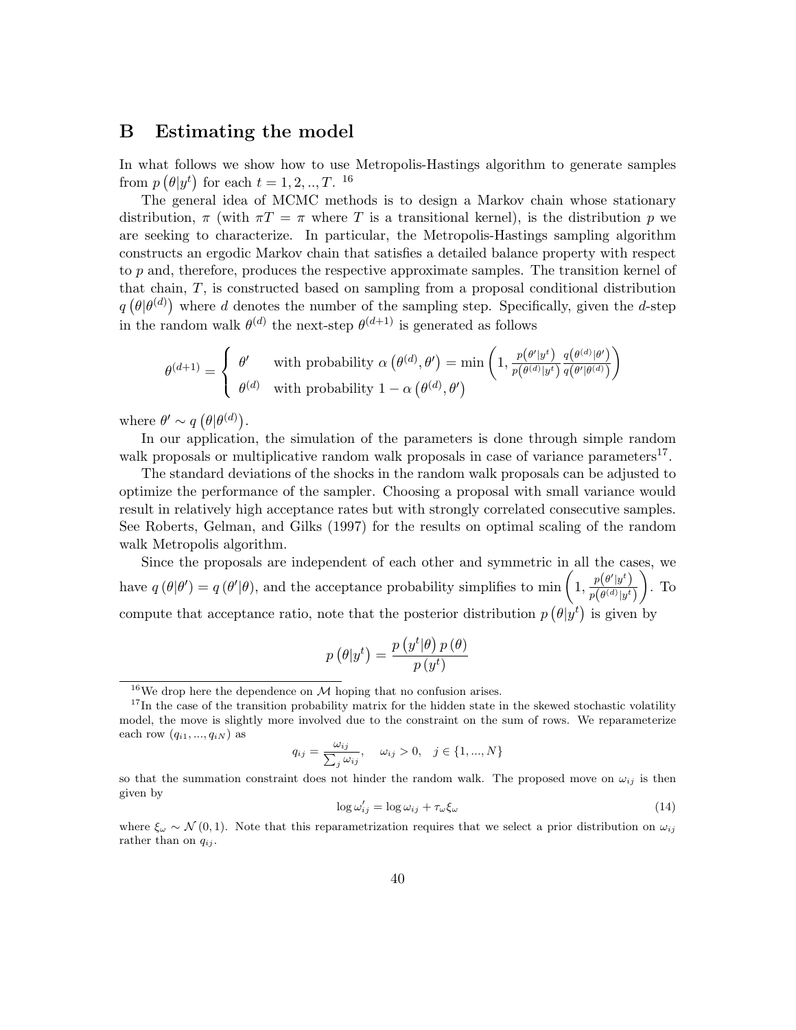## B Estimating the model

In what follows we show how to use Metropolis-Hastings algorithm to generate samples from $p\left(\theta|y^t\right)$ for each $t = 1, 2, .., T$. [16]

The general idea of MCMC methods is to design a Markov chain whose stationary distribution, $\pi$ (with $\pi T = \pi$ where $T$ is a transitional kernel), is the distribution $p$ we are seeking to characterize. In particular, the Metropolis-Hastings sampling algorithm constructs an ergodic Markov chain that satisfies a detailed balance property with respect to $p$ and, therefore, produces the respective approximate samples. The transition kernel of that chain, $T$, is constructed based on sampling from a proposal conditional distribution $q\left(\theta|\theta^{(d)}\right)$ where $d$ denotes the number of the sampling step. Specifically, given the $d$-step in the random walk $\theta^{(d)}$ the next-step $\theta^{(d+1)}$ is generated as follows

$$\theta^{(d+1)} = \begin{cases} \theta' & \text{with probability } \alpha\left(\theta^{(d)}, \theta'\right) = \min\left(1, \frac{p\left(\theta'|y^t\right)}{p\left(\theta^{(d)}|y^t\right)} \frac{q\left(\theta^{(d)}|\theta'\right)}{q\left(\theta'|\theta^{(d)}\right)}\right) \\ \theta^{(d)} & \text{with probability } 1 - \alpha\left(\theta^{(d)}, \theta'\right) \end{cases}$$

where $\theta' \sim q\left(\theta|\theta^{(d)}\right)$.

In our application, the simulation of the parameters is done through simple random walk proposals or multiplicative random walk proposals in case of variance parameters[17].

The standard deviations of the shocks in the random walk proposals can be adjusted to optimize the performance of the sampler. Choosing a proposal with small variance would result in relatively high acceptance rates but with strongly correlated consecutive samples. See Roberts, Gelman, and Gilks (1997) for the results on optimal scaling of the random walk Metropolis algorithm.

Since the proposals are independent of each other and symmetric in all the cases, we have $q\left(\theta|\theta'\right) = q\left(\theta'|\theta\right)$, and the acceptance probability simplifies to $\min\left(1, \frac{p\left(\theta'|y^t\right)}{p\left(\theta^{(d)}|y^t\right)}\right)$. To compute that acceptance ratio, note that the posterior distribution $p\left(\theta|y^t\right)$ is given by

$$p\left(\theta|y^t\right) = \frac{p\left(y^t|\theta\right) p\left(\theta\right)}{p\left(y^t\right)}$$

---

[16] We drop here the dependence on $\mathcal{M}$ hoping that no confusion arises.

[17] In the case of the transition probability matrix for the hidden state in the skewed stochastic volatility model, the move is slightly more involved due to the constraint on the sum of rows. We reparameterize each row $(q_{i1}, ..., q_{iN})$ as

$$q_{ij} = \frac{\omega_{ij}}{\sum_j \omega_{ij}}, \quad \omega_{ij} > 0, \quad j \in \{1, ..., N\}$$

so that the summation constraint does not hinder the random walk. The proposed move on $\omega_{ij}$ is then given by

$$\log \omega_{ij}' = \log \omega_{ij} + \tau_\omega \xi_\omega \tag{14}$$

where $\xi_\omega \sim \mathcal{N}(0, 1)$. Note that this reparametrization requires that we select a prior distribution on $\omega_{ij}$ rather than on $q_{ij}$.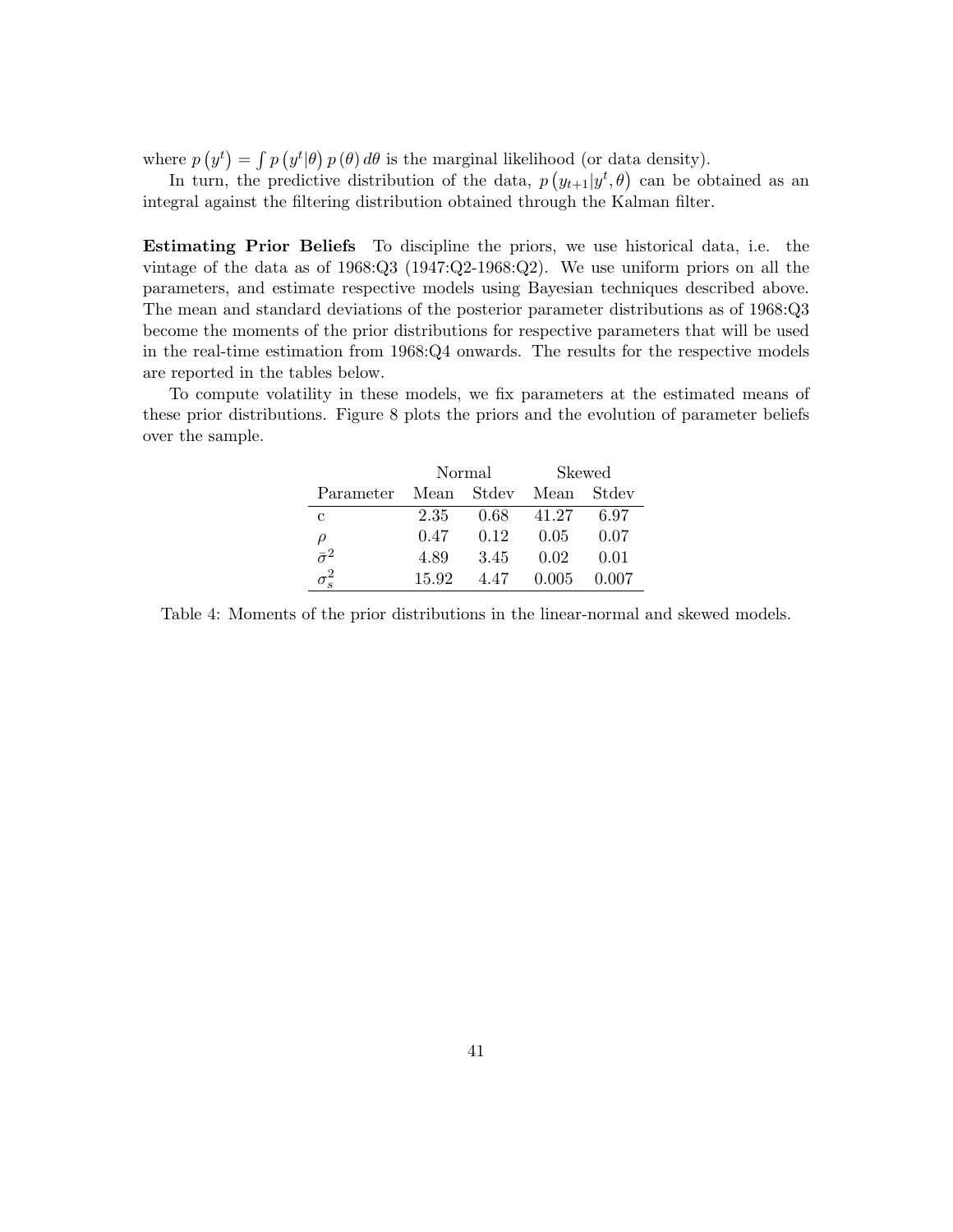where $p\left(y^t\right) = \int p\left(y^t|\theta\right) p\left(\theta\right) d\theta$ is the marginal likelihood (or data density).

In turn, the predictive distribution of the data, $p\left(y_{t+1}|y^t, \theta\right)$ can be obtained as an integral against the filtering distribution obtained through the Kalman filter.

**Estimating Prior Beliefs** To discipline the priors, we use historical data, i.e. the vintage of the data as of 1968:Q3 (1947:Q2-1968:Q2). We use uniform priors on all the parameters, and estimate respective models using Bayesian techniques described above. The mean and standard deviations of the posterior parameter distributions as of 1968:Q3 become the moments of the prior distributions for respective parameters that will be used in the real-time estimation from 1968:Q4 onwards. The results for the respective models are reported in the tables below.

To compute volatility in these models, we fix parameters at the estimated means of these prior distributions. Figure 8 plots the priors and the evolution of parameter beliefs over the sample.

| | Normal | | Skewed | |
|---|---|---|---|---|
| Parameter | Mean | Stdev | Mean | Stdev |
| c | 2.35 | 0.68 | 41.27 | 6.97 |
| $\rho$ | 0.47 | 0.12 | 0.05 | 0.07 |
| $\bar{\sigma}^2$ | 4.89 | 3.45 | 0.02 | 0.01 |
| $\sigma_s^2$ | 15.92 | 4.47 | 0.005 | 0.007 |

Table 4: Moments of the prior distributions in the linear-normal and skewed models.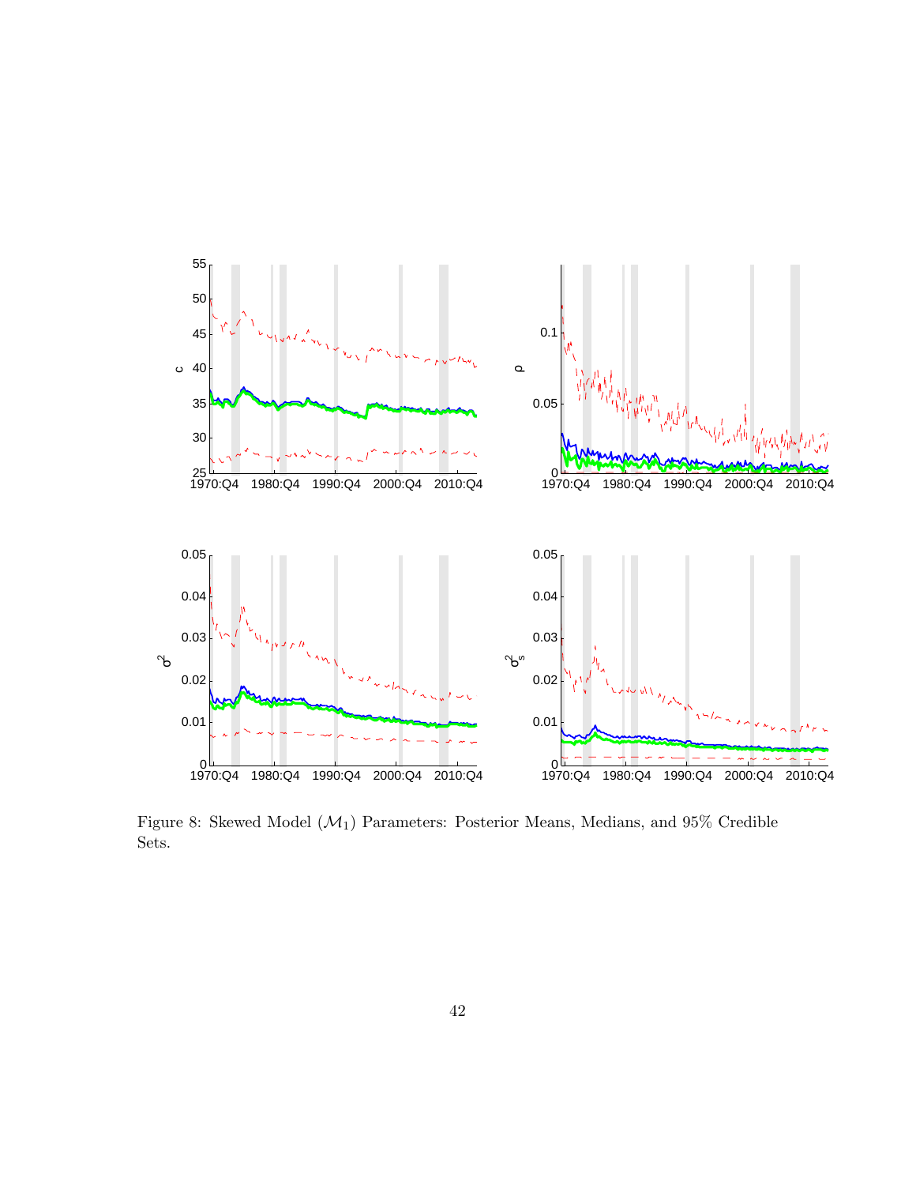55
50
45
40
35
30
25
c
1970:Q4 1980:Q4 1990:Q4 2000:Q4 2010:Q4

0.1
0.05
0
ρ
1970:Q4 1980:Q4 1990:Q4 2000:Q4 2010:Q4

0.05
0.04
0.03
0.02
0.01
0
$\sigma^2$
1970:Q4 1980:Q4 1990:Q4 2000:Q4 2010:Q4

0.05
0.04
0.03
0.02
0.01
0
$\sigma_s^2$
1970:Q4 1980:Q4 1990:Q4 2000:Q4 2010:Q4

Figure 8: Skewed Model ($\mathcal{M}_1$) Parameters: Posterior Means, Medians, and 95% Credible Sets.